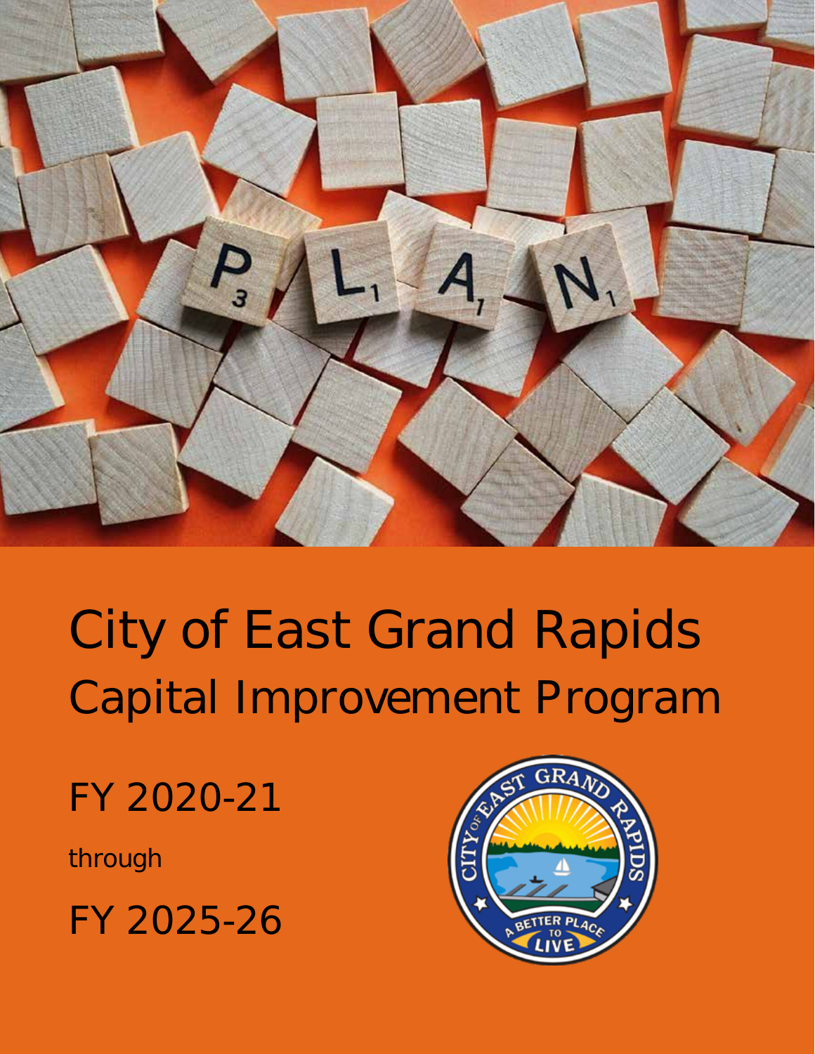# City of East Grand Rapids
## Capital Improvement Program

FY 2020-21

through

FY 2025-26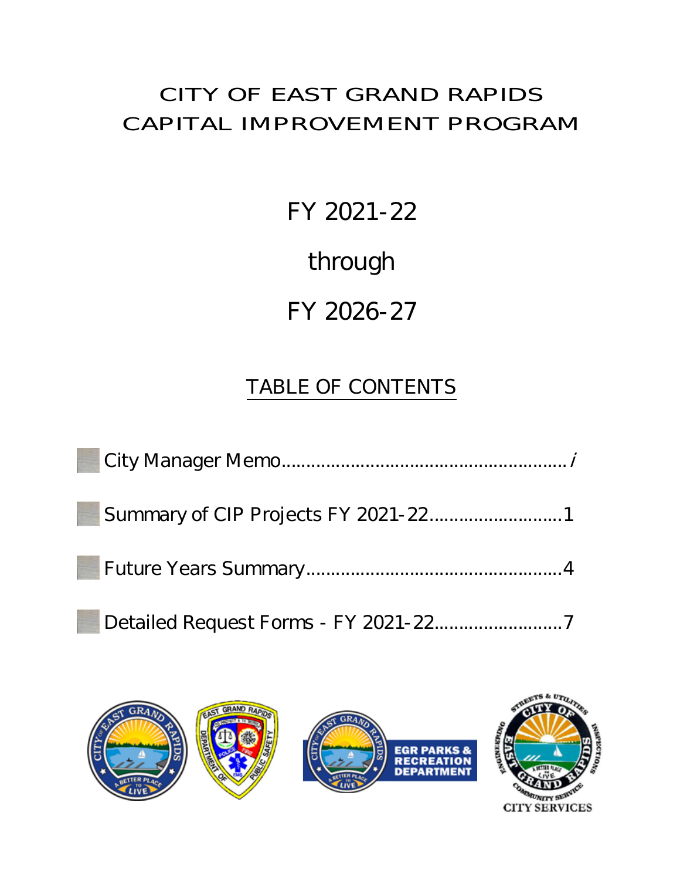# CITY OF EAST GRAND RAPIDS
# CAPITAL IMPROVEMENT PROGRAM

## FY 2021-22

## through

## FY 2026-27

### TABLE OF CONTENTS

- City Manager Memo........................................................ *i*
- Summary of CIP Projects FY 2021-22..........................1
- Future Years Summary..................................................4
- Detailed Request Forms - FY 2021-22.........................7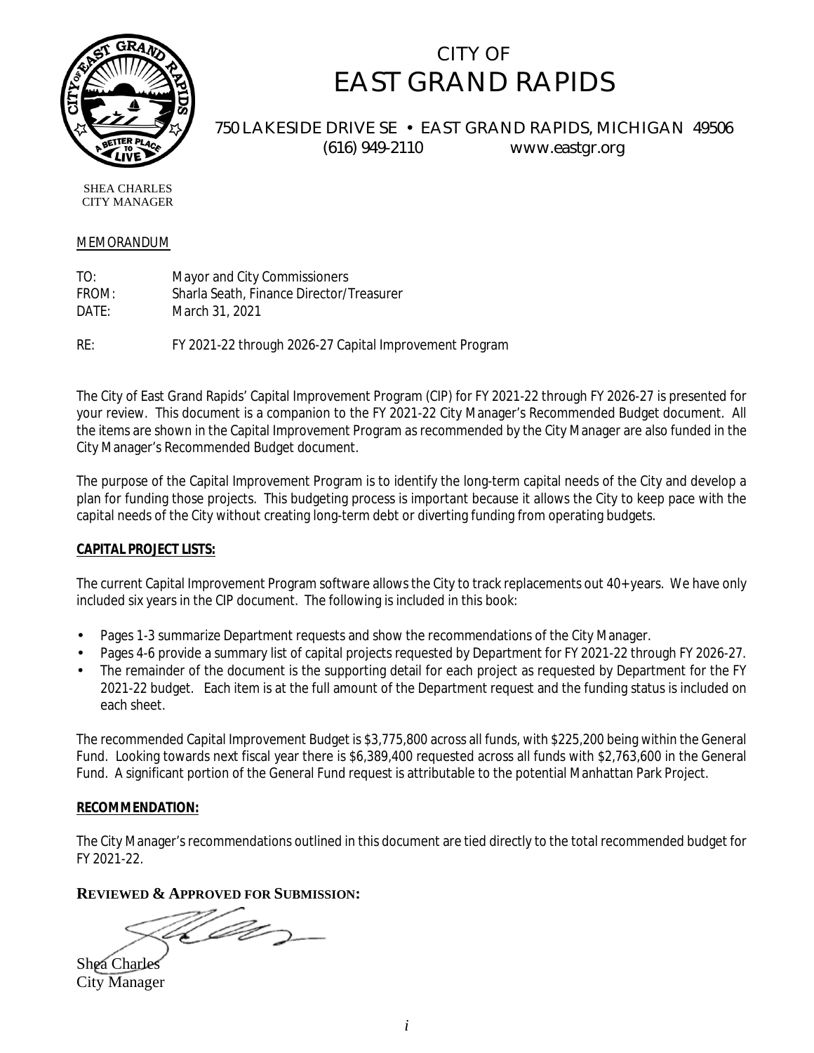# CITY OF EAST GRAND RAPIDS

750 LAKESIDE DRIVE SE • EAST GRAND RAPIDS, MICHIGAN 49506
(616) 949-2110 www.eastgr.org

SHEA CHARLES
CITY MANAGER

MEMORANDUM

TO: Mayor and City Commissioners
FROM: Sharla Seath, Finance Director/Treasurer
DATE: March 31, 2021

RE: FY 2021-22 through 2026-27 Capital Improvement Program

The City of East Grand Rapids' Capital Improvement Program (CIP) for FY 2021-22 through FY 2026-27 is presented for your review. This document is a companion to the FY 2021-22 City Manager's Recommended Budget document. All the items are shown in the Capital Improvement Program as recommended by the City Manager are also funded in the City Manager's Recommended Budget document.

The purpose of the Capital Improvement Program is to identify the long-term capital needs of the City and develop a plan for funding those projects. This budgeting process is important because it allows the City to keep pace with the capital needs of the City without creating long-term debt or diverting funding from operating budgets.

**CAPITAL PROJECT LISTS:**

The current Capital Improvement Program software allows the City to track replacements out 40+ years. We have only included six years in the CIP document. The following is included in this book:

- Pages 1-3 summarize Department requests and show the recommendations of the City Manager.
- Pages 4-6 provide a summary list of capital projects requested by Department for FY 2021-22 through FY 2026-27.
- The remainder of the document is the supporting detail for each project as requested by Department for the FY 2021-22 budget. Each item is at the full amount of the Department request and the funding status is included on each sheet.

The recommended Capital Improvement Budget is $3,775,800 across all funds, with $225,200 being within the General Fund. Looking towards next fiscal year there is $6,389,400 requested across all funds with $2,763,600 in the General Fund. A significant portion of the General Fund request is attributable to the potential Manhattan Park Project.

**RECOMMENDATION:**

The City Manager's recommendations outlined in this document are tied directly to the total recommended budget for FY 2021-22.

**REVIEWED & APPROVED FOR SUBMISSION:**

Shea Charles
City Manager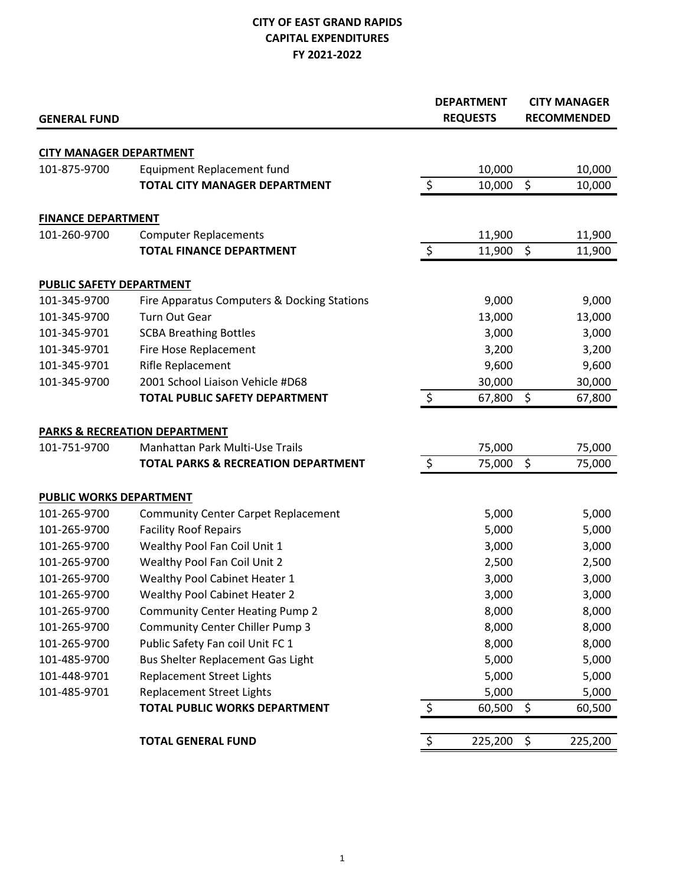# CITY OF EAST GRAND RAPIDS
# CAPITAL EXPENDITURES
# FY 2021-2022

| GENERAL FUND | | DEPARTMENT REQUESTS | CITY MANAGER RECOMMENDED |
|---|---|---|---|
| **CITY MANAGER DEPARTMENT** | | | |
| 101-875-9700 | Equipment Replacement fund | 10,000 | 10,000 |
| | **TOTAL CITY MANAGER DEPARTMENT** | $ 10,000 | $ 10,000 |
| **FINANCE DEPARTMENT** | | | |
| 101-260-9700 | Computer Replacements | 11,900 | 11,900 |
| | **TOTAL FINANCE DEPARTMENT** | $ 11,900 | $ 11,900 |
| **PUBLIC SAFETY DEPARTMENT** | | | |
| 101-345-9700 | Fire Apparatus Computers & Docking Stations | 9,000 | 9,000 |
| 101-345-9700 | Turn Out Gear | 13,000 | 13,000 |
| 101-345-9701 | SCBA Breathing Bottles | 3,000 | 3,000 |
| 101-345-9701 | Fire Hose Replacement | 3,200 | 3,200 |
| 101-345-9701 | Rifle Replacement | 9,600 | 9,600 |
| 101-345-9700 | 2001 School Liaison Vehicle #D68 | 30,000 | 30,000 |
| | **TOTAL PUBLIC SAFETY DEPARTMENT** | $ 67,800 | $ 67,800 |
| **PARKS & RECREATION DEPARTMENT** | | | |
| 101-751-9700 | Manhattan Park Multi-Use Trails | 75,000 | 75,000 |
| | **TOTAL PARKS & RECREATION DEPARTMENT** | $ 75,000 | $ 75,000 |
| **PUBLIC WORKS DEPARTMENT** | | | |
| 101-265-9700 | Community Center Carpet Replacement | 5,000 | 5,000 |
| 101-265-9700 | Facility Roof Repairs | 5,000 | 5,000 |
| 101-265-9700 | Wealthy Pool Fan Coil Unit 1 | 3,000 | 3,000 |
| 101-265-9700 | Wealthy Pool Fan Coil Unit 2 | 2,500 | 2,500 |
| 101-265-9700 | Wealthy Pool Cabinet Heater 1 | 3,000 | 3,000 |
| 101-265-9700 | Wealthy Pool Cabinet Heater 2 | 3,000 | 3,000 |
| 101-265-9700 | Community Center Heating Pump 2 | 8,000 | 8,000 |
| 101-265-9700 | Community Center Chiller Pump 3 | 8,000 | 8,000 |
| 101-265-9700 | Public Safety Fan coil Unit FC 1 | 8,000 | 8,000 |
| 101-485-9700 | Bus Shelter Replacement Gas Light | 5,000 | 5,000 |
| 101-448-9701 | Replacement Street Lights | 5,000 | 5,000 |
| 101-485-9701 | Replacement Street Lights | 5,000 | 5,000 |
| | **TOTAL PUBLIC WORKS DEPARTMENT** | $ 60,500 | $ 60,500 |
| | **TOTAL GENERAL FUND** | $ 225,200 | $ 225,200 |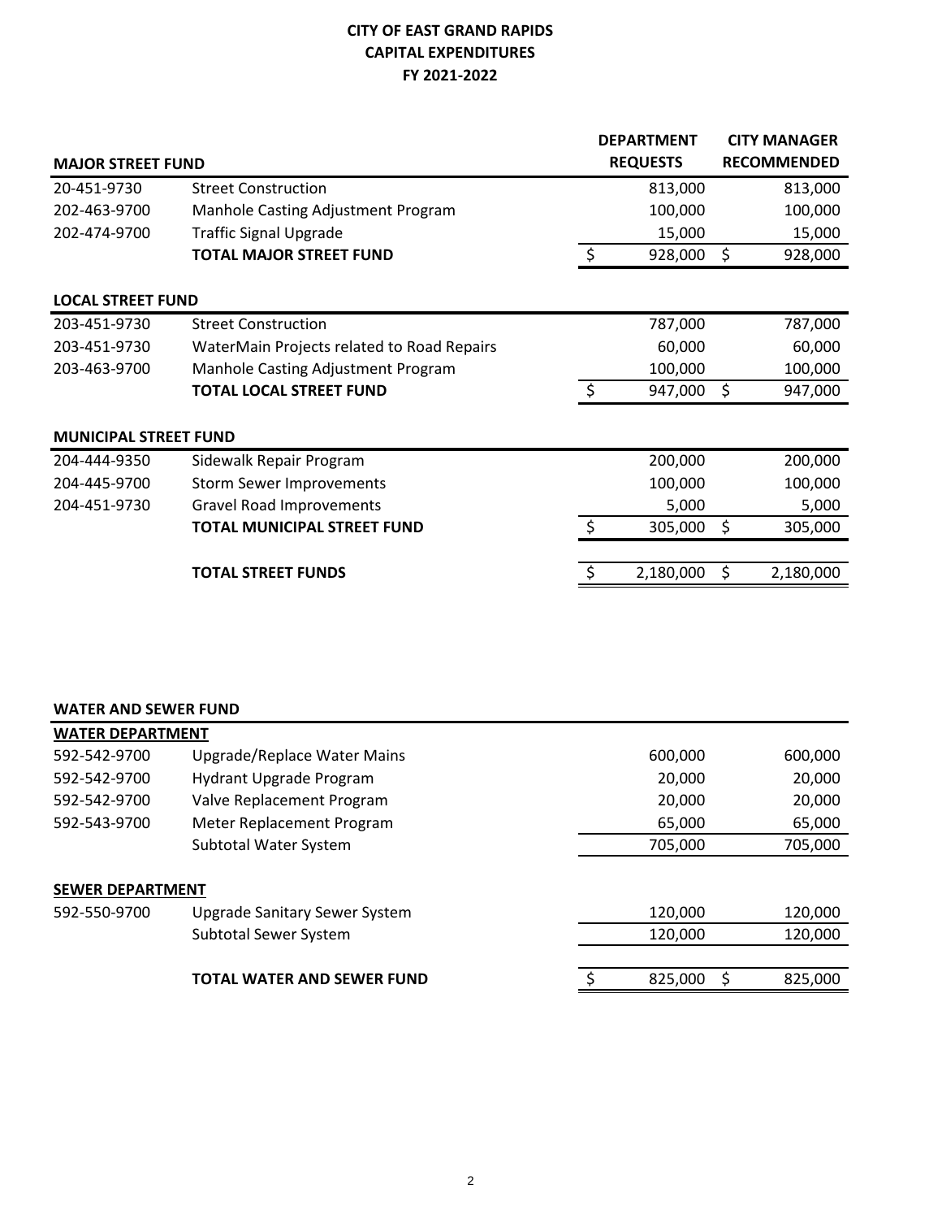# CITY OF EAST GRAND RAPIDS
## CAPITAL EXPENDITURES
## FY 2021-2022

| MAJOR STREET FUND | | DEPARTMENT REQUESTS | CITY MANAGER RECOMMENDED |
|---|---|---|---|
| 20-451-9730 | Street Construction | 813,000 | 813,000 |
| 202-463-9700 | Manhole Casting Adjustment Program | 100,000 | 100,000 |
| 202-474-9700 | Traffic Signal Upgrade | 15,000 | 15,000 |
| | **TOTAL MAJOR STREET FUND** | $ 928,000 | $ 928,000 |
| **LOCAL STREET FUND** | | | |
| 203-451-9730 | Street Construction | 787,000 | 787,000 |
| 203-451-9730 | WaterMain Projects related to Road Repairs | 60,000 | 60,000 |
| 203-463-9700 | Manhole Casting Adjustment Program | 100,000 | 100,000 |
| | **TOTAL LOCAL STREET FUND** | $ 947,000 | $ 947,000 |
| **MUNICIPAL STREET FUND** | | | |
| 204-444-9350 | Sidewalk Repair Program | 200,000 | 200,000 |
| 204-445-9700 | Storm Sewer Improvements | 100,000 | 100,000 |
| 204-451-9730 | Gravel Road Improvements | 5,000 | 5,000 |
| | **TOTAL MUNICIPAL STREET FUND** | $ 305,000 | $ 305,000 |
| | **TOTAL STREET FUNDS** | $ 2,180,000 | $ 2,180,000 |

| WATER AND SEWER FUND | | | |
|---|---|---|---|
| **WATER DEPARTMENT** | | | |
| 592-542-9700 | Upgrade/Replace Water Mains | 600,000 | 600,000 |
| 592-542-9700 | Hydrant Upgrade Program | 20,000 | 20,000 |
| 592-542-9700 | Valve Replacement Program | 20,000 | 20,000 |
| 592-543-9700 | Meter Replacement Program | 65,000 | 65,000 |
| | Subtotal Water System | 705,000 | 705,000 |
| **SEWER DEPARTMENT** | | | |
| 592-550-9700 | Upgrade Sanitary Sewer System | 120,000 | 120,000 |
| | Subtotal Sewer System | 120,000 | 120,000 |
| | **TOTAL WATER AND SEWER FUND** | $ 825,000 | $ 825,000 |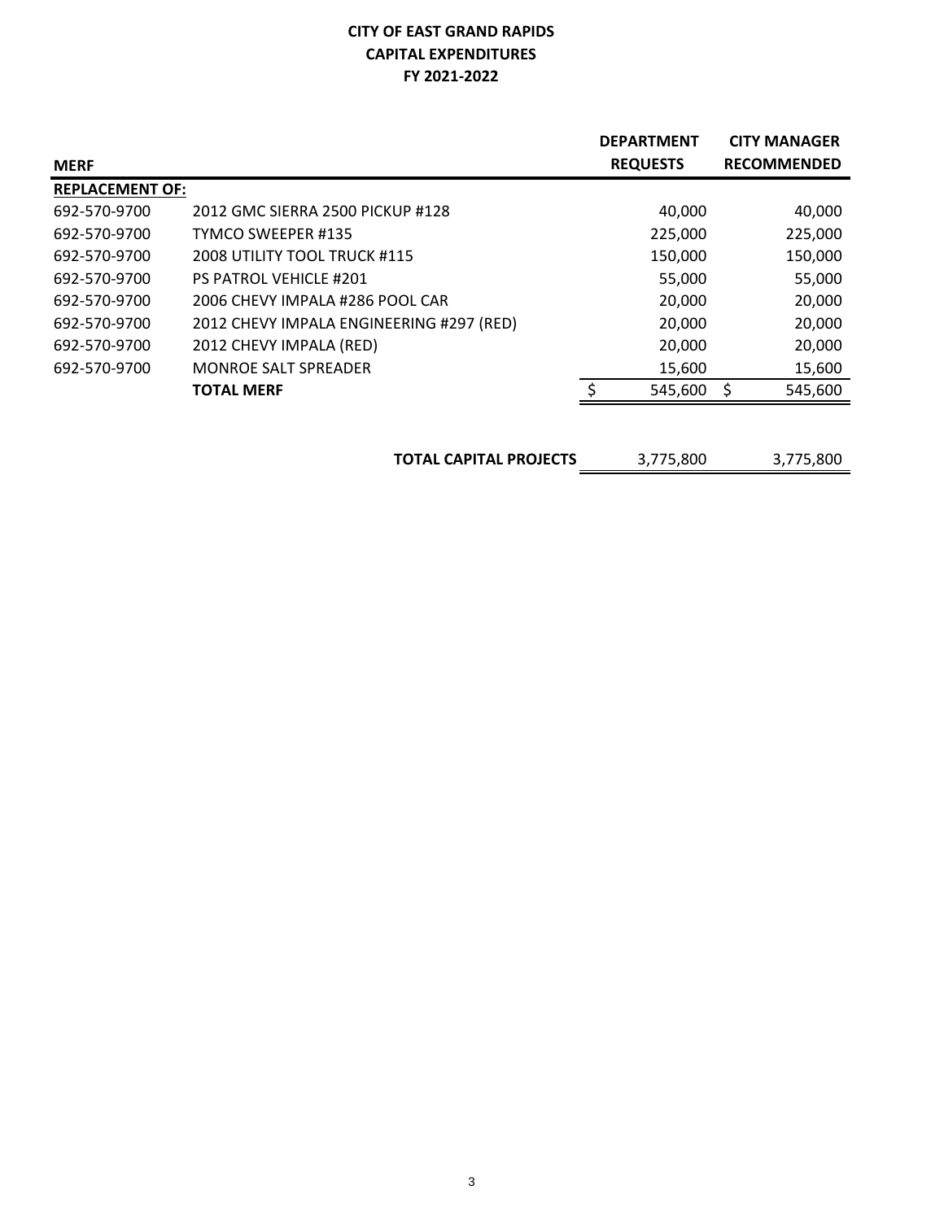# CITY OF EAST GRAND RAPIDS
## CAPITAL EXPENDITURES
### FY 2021-2022

| MERF | | DEPARTMENT REQUESTS | CITY MANAGER RECOMMENDED |
|---|---|---|---|
| **REPLACEMENT OF:** | | | |
| 692-570-9700 | 2012 GMC SIERRA 2500 PICKUP #128 | 40,000 | 40,000 |
| 692-570-9700 | TYMCO SWEEPER #135 | 225,000 | 225,000 |
| 692-570-9700 | 2008 UTILITY TOOL TRUCK #115 | 150,000 | 150,000 |
| 692-570-9700 | PS PATROL VEHICLE #201 | 55,000 | 55,000 |
| 692-570-9700 | 2006 CHEVY IMPALA #286 POOL CAR | 20,000 | 20,000 |
| 692-570-9700 | 2012 CHEVY IMPALA ENGINEERING #297 (RED) | 20,000 | 20,000 |
| 692-570-9700 | 2012 CHEVY IMPALA (RED) | 20,000 | 20,000 |
| 692-570-9700 | MONROE SALT SPREADER | 15,600 | 15,600 |
| | **TOTAL MERF** | $ 545,600 | $ 545,600 |
| | | | |
| | **TOTAL CAPITAL PROJECTS** | 3,775,800 | 3,775,800 |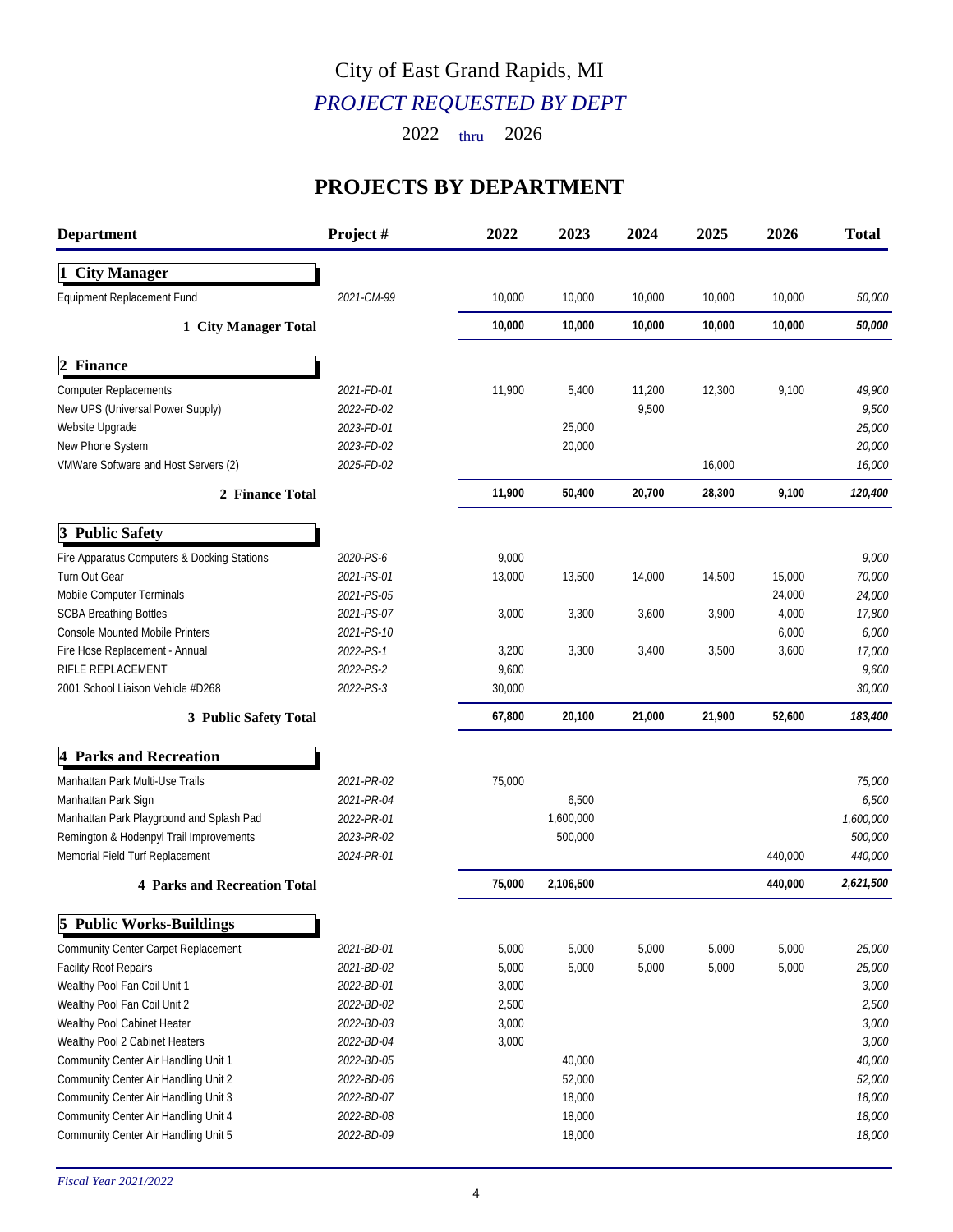# City of East Grand Rapids, MI

## *PROJECT REQUESTED BY DEPT*

2022 thru 2026

## PROJECTS BY DEPARTMENT

| Department | Project # | 2022 | 2023 | 2024 | 2025 | 2026 | Total |
|---|---|---|---|---|---|---|---|
| **1 City Manager** | | | | | | | |
| Equipment Replacement Fund | *2021-CM-99* | 10,000 | 10,000 | 10,000 | 10,000 | 10,000 | *50,000* |
| **1 City Manager Total** | | **10,000** | **10,000** | **10,000** | **10,000** | **10,000** | ***50,000*** |
| **2 Finance** | | | | | | | |
| Computer Replacements | *2021-FD-01* | 11,900 | 5,400 | 11,200 | 12,300 | 9,100 | *49,900* |
| New UPS (Universal Power Supply) | *2022-FD-02* | | | 9,500 | | | *9,500* |
| Website Upgrade | *2023-FD-01* | | 25,000 | | | | *25,000* |
| New Phone System | *2023-FD-02* | | 20,000 | | | | *20,000* |
| VMWare Software and Host Servers (2) | *2025-FD-02* | | | | 16,000 | | *16,000* |
| **2 Finance Total** | | **11,900** | **50,400** | **20,700** | **28,300** | **9,100** | ***120,400*** |
| **3 Public Safety** | | | | | | | |
| Fire Apparatus Computers & Docking Stations | *2020-PS-6* | 9,000 | | | | | *9,000* |
| Turn Out Gear | *2021-PS-01* | 13,000 | 13,500 | 14,000 | 14,500 | 15,000 | *70,000* |
| Mobile Computer Terminals | *2021-PS-05* | | | | | 24,000 | *24,000* |
| SCBA Breathing Bottles | *2021-PS-07* | 3,000 | 3,300 | 3,600 | 3,900 | 4,000 | *17,800* |
| Console Mounted Mobile Printers | *2021-PS-10* | | | | | 6,000 | *6,000* |
| Fire Hose Replacement - Annual | *2022-PS-1* | 3,200 | 3,300 | 3,400 | 3,500 | 3,600 | *17,000* |
| RIFLE REPLACEMENT | *2022-PS-2* | 9,600 | | | | | *9,600* |
| 2001 School Liaison Vehicle #D268 | *2022-PS-3* | 30,000 | | | | | *30,000* |
| **3 Public Safety Total** | | **67,800** | **20,100** | **21,000** | **21,900** | **52,600** | ***183,400*** |
| **4 Parks and Recreation** | | | | | | | |
| Manhattan Park Multi-Use Trails | *2021-PR-02* | 75,000 | | | | | *75,000* |
| Manhattan Park Sign | *2021-PR-04* | | 6,500 | | | | *6,500* |
| Manhattan Park Playground and Splash Pad | *2022-PR-01* | | 1,600,000 | | | | *1,600,000* |
| Remington & Hodenpyl Trail Improvements | *2023-PR-02* | | 500,000 | | | | *500,000* |
| Memorial Field Turf Replacement | *2024-PR-01* | | | | | 440,000 | *440,000* |
| **4 Parks and Recreation Total** | | **75,000** | **2,106,500** | | | **440,000** | ***2,621,500*** |
| **5 Public Works-Buildings** | | | | | | | |
| Community Center Carpet Replacement | *2021-BD-01* | 5,000 | 5,000 | 5,000 | 5,000 | 5,000 | *25,000* |
| Facility Roof Repairs | *2021-BD-02* | 5,000 | 5,000 | 5,000 | 5,000 | 5,000 | *25,000* |
| Wealthy Pool Fan Coil Unit 1 | *2022-BD-01* | 3,000 | | | | | *3,000* |
| Wealthy Pool Fan Coil Unit 2 | *2022-BD-02* | 2,500 | | | | | *2,500* |
| Wealthy Pool Cabinet Heater | *2022-BD-03* | 3,000 | | | | | *3,000* |
| Wealthy Pool 2 Cabinet Heaters | *2022-BD-04* | 3,000 | | | | | *3,000* |
| Community Center Air Handling Unit 1 | *2022-BD-05* | | 40,000 | | | | *40,000* |
| Community Center Air Handling Unit 2 | *2022-BD-06* | | 52,000 | | | | *52,000* |
| Community Center Air Handling Unit 3 | *2022-BD-07* | | 18,000 | | | | *18,000* |
| Community Center Air Handling Unit 4 | *2022-BD-08* | | 18,000 | | | | *18,000* |
| Community Center Air Handling Unit 5 | *2022-BD-09* | | 18,000 | | | | *18,000* |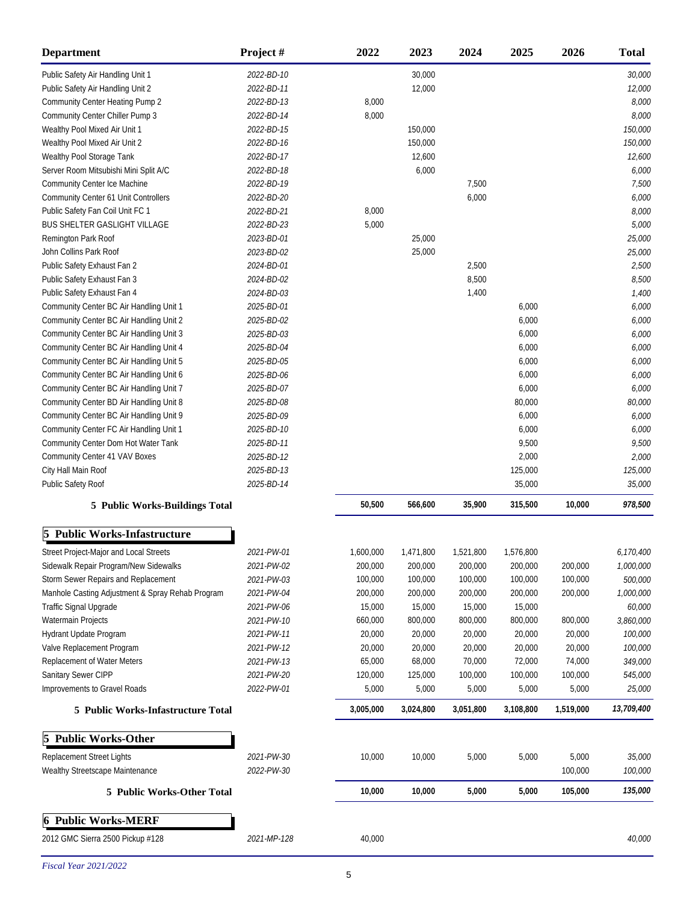| Department | Project # | 2022 | 2023 | 2024 | 2025 | 2026 | Total |
|---|---|---|---|---|---|---|---|
| Public Safety Air Handling Unit 1 | *2022-BD-10* | | 30,000 | | | | *30,000* |
| Public Safety Air Handling Unit 2 | *2022-BD-11* | | 12,000 | | | | *12,000* |
| Community Center Heating Pump 2 | *2022-BD-13* | 8,000 | | | | | *8,000* |
| Community Center Chiller Pump 3 | *2022-BD-14* | 8,000 | | | | | *8,000* |
| Wealthy Pool Mixed Air Unit 1 | *2022-BD-15* | | 150,000 | | | | *150,000* |
| Wealthy Pool Mixed Air Unit 2 | *2022-BD-16* | | 150,000 | | | | *150,000* |
| Wealthy Pool Storage Tank | *2022-BD-17* | | 12,600 | | | | *12,600* |
| Server Room Mitsubishi Mini Split A/C | *2022-BD-18* | | 6,000 | | | | *6,000* |
| Community Center Ice Machine | *2022-BD-19* | | | 7,500 | | | *7,500* |
| Community Center 61 Unit Controllers | *2022-BD-20* | | | 6,000 | | | *6,000* |
| Public Safety Fan Coil Unit FC 1 | *2022-BD-21* | 8,000 | | | | | *8,000* |
| BUS SHELTER GASLIGHT VILLAGE | *2022-BD-23* | 5,000 | | | | | *5,000* |
| Remington Park Roof | *2023-BD-01* | | 25,000 | | | | *25,000* |
| John Collins Park Roof | *2023-BD-02* | | 25,000 | | | | *25,000* |
| Public Safety Exhaust Fan 2 | *2024-BD-01* | | | 2,500 | | | *2,500* |
| Public Safety Exhaust Fan 3 | *2024-BD-02* | | | 8,500 | | | *8,500* |
| Public Safety Exhaust Fan 4 | *2024-BD-03* | | | 1,400 | | | *1,400* |
| Community Center BC Air Handling Unit 1 | *2025-BD-01* | | | | 6,000 | | *6,000* |
| Community Center BC Air Handling Unit 2 | *2025-BD-02* | | | | 6,000 | | *6,000* |
| Community Center BC Air Handling Unit 3 | *2025-BD-03* | | | | 6,000 | | *6,000* |
| Community Center BC Air Handling Unit 4 | *2025-BD-04* | | | | 6,000 | | *6,000* |
| Community Center BC Air Handling Unit 5 | *2025-BD-05* | | | | 6,000 | | *6,000* |
| Community Center BC Air Handling Unit 6 | *2025-BD-06* | | | | 6,000 | | *6,000* |
| Community Center BC Air Handling Unit 7 | *2025-BD-07* | | | | 6,000 | | *6,000* |
| Community Center BD Air Handling Unit 8 | *2025-BD-08* | | | | 80,000 | | *80,000* |
| Community Center BC Air Handling Unit 9 | *2025-BD-09* | | | | 6,000 | | *6,000* |
| Community Center FC Air Handling Unit 1 | *2025-BD-10* | | | | 6,000 | | *6,000* |
| Community Center Dom Hot Water Tank | *2025-BD-11* | | | | 9,500 | | *9,500* |
| Community Center 41 VAV Boxes | *2025-BD-12* | | | | 2,000 | | *2,000* |
| City Hall Main Roof | *2025-BD-13* | | | | 125,000 | | *125,000* |
| Public Safety Roof | *2025-BD-14* | | | | 35,000 | | *35,000* |
| **5 Public Works-Buildings Total** | | **50,500** | **566,600** | **35,900** | **315,500** | **10,000** | ***978,500*** |
| **5 Public Works-Infastructure** | | | | | | | |
| Street Project-Major and Local Streets | *2021-PW-01* | 1,600,000 | 1,471,800 | 1,521,800 | 1,576,800 | | *6,170,400* |
| Sidewalk Repair Program/New Sidewalks | *2021-PW-02* | 200,000 | 200,000 | 200,000 | 200,000 | 200,000 | *1,000,000* |
| Storm Sewer Repairs and Replacement | *2021-PW-03* | 100,000 | 100,000 | 100,000 | 100,000 | 100,000 | *500,000* |
| Manhole Casting Adjustment & Spray Rehab Program | *2021-PW-04* | 200,000 | 200,000 | 200,000 | 200,000 | 200,000 | *1,000,000* |
| Traffic Signal Upgrade | *2021-PW-06* | 15,000 | 15,000 | 15,000 | 15,000 | | *60,000* |
| Watermain Projects | *2021-PW-10* | 660,000 | 800,000 | 800,000 | 800,000 | 800,000 | *3,860,000* |
| Hydrant Update Program | *2021-PW-11* | 20,000 | 20,000 | 20,000 | 20,000 | 20,000 | *100,000* |
| Valve Replacement Program | *2021-PW-12* | 20,000 | 20,000 | 20,000 | 20,000 | 20,000 | *100,000* |
| Replacement of Water Meters | *2021-PW-13* | 65,000 | 68,000 | 70,000 | 72,000 | 74,000 | *349,000* |
| Sanitary Sewer CIPP | *2021-PW-20* | 120,000 | 125,000 | 100,000 | 100,000 | 100,000 | *545,000* |
| Improvements to Gravel Roads | *2022-PW-01* | 5,000 | 5,000 | 5,000 | 5,000 | 5,000 | *25,000* |
| **5 Public Works-Infastructure Total** | | **3,005,000** | **3,024,800** | **3,051,800** | **3,108,800** | **1,519,000** | ***13,709,400*** |
| **5 Public Works-Other** | | | | | | | |
| Replacement Street Lights | *2021-PW-30* | 10,000 | 10,000 | 5,000 | 5,000 | 5,000 | *35,000* |
| Wealthy Streetscape Maintenance | *2022-PW-30* | | | | | 100,000 | *100,000* |
| **5 Public Works-Other Total** | | **10,000** | **10,000** | **5,000** | **5,000** | **105,000** | ***135,000*** |
| **6 Public Works-MERF** | | | | | | | |
| 2012 GMC Sierra 2500 Pickup #128 | *2021-MP-128* | 40,000 | | | | | *40,000* |

*Fiscal Year 2021/2022*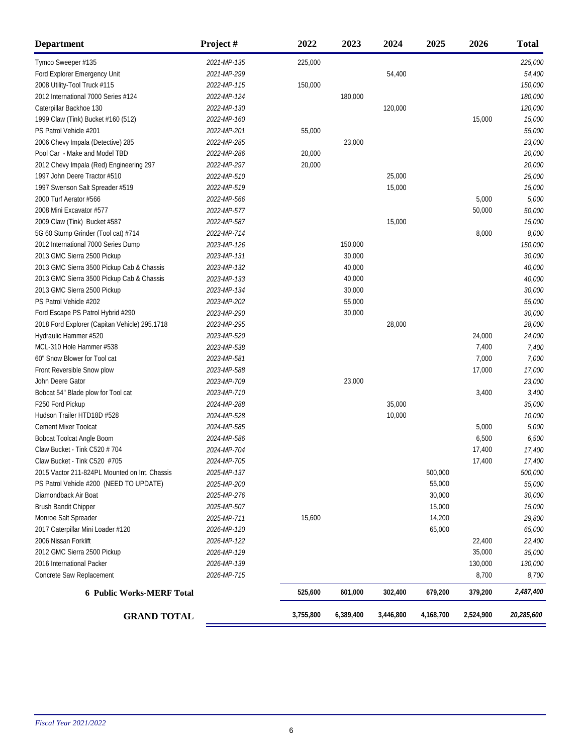| Department | Project # | 2022 | 2023 | 2024 | 2025 | 2026 | Total |
|---|---|---|---|---|---|---|---|
| Tymco Sweeper #135 | 2021-MP-135 | 225,000 | | | | | 225,000 |
| Ford Explorer Emergency Unit | 2021-MP-299 | | | 54,400 | | | 54,400 |
| 2008 Utility-Tool Truck #115 | 2022-MP-115 | 150,000 | | | | | 150,000 |
| 2012 International 7000 Series #124 | 2022-MP-124 | | 180,000 | | | | 180,000 |
| Caterpillar Backhoe 130 | 2022-MP-130 | | | 120,000 | | | 120,000 |
| 1999 Claw (Tink) Bucket #160 (512) | 2022-MP-160 | | | | | 15,000 | 15,000 |
| PS Patrol Vehicle #201 | 2022-MP-201 | 55,000 | | | | | 55,000 |
| 2006 Chevy Impala (Detective) 285 | 2022-MP-285 | | 23,000 | | | | 23,000 |
| Pool Car - Make and Model TBD | 2022-MP-286 | 20,000 | | | | | 20,000 |
| 2012 Chevy Impala (Red) Engineering 297 | 2022-MP-297 | 20,000 | | | | | 20,000 |
| 1997 John Deere Tractor #510 | 2022-MP-510 | | | 25,000 | | | 25,000 |
| 1997 Swenson Salt Spreader #519 | 2022-MP-519 | | | 15,000 | | | 15,000 |
| 2000 Turf Aerator #566 | 2022-MP-566 | | | | | 5,000 | 5,000 |
| 2008 Mini Excavator #577 | 2022-MP-577 | | | | | 50,000 | 50,000 |
| 2009 Claw (Tink) Bucket #587 | 2022-MP-587 | | | 15,000 | | | 15,000 |
| 5G 60 Stump Grinder (Tool cat) #714 | 2022-MP-714 | | | | | 8,000 | 8,000 |
| 2012 International 7000 Series Dump | 2023-MP-126 | | 150,000 | | | | 150,000 |
| 2013 GMC Sierra 2500 Pickup | 2023-MP-131 | | 30,000 | | | | 30,000 |
| 2013 GMC Sierra 3500 Pickup Cab & Chassis | 2023-MP-132 | | 40,000 | | | | 40,000 |
| 2013 GMC Sierra 3500 Pickup Cab & Chassis | 2023-MP-133 | | 40,000 | | | | 40,000 |
| 2013 GMC Sierra 2500 Pickup | 2023-MP-134 | | 30,000 | | | | 30,000 |
| PS Patrol Vehicle #202 | 2023-MP-202 | | 55,000 | | | | 55,000 |
| Ford Escape PS Patrol Hybrid #290 | 2023-MP-290 | | 30,000 | | | | 30,000 |
| 2018 Ford Explorer (Capitan Vehicle) 295.1718 | 2023-MP-295 | | | 28,000 | | | 28,000 |
| Hydraulic Hammer #520 | 2023-MP-520 | | | | | 24,000 | 24,000 |
| MCL-310 Hole Hammer #538 | 2023-MP-538 | | | | | 7,400 | 7,400 |
| 60" Snow Blower for Tool cat | 2023-MP-581 | | | | | 7,000 | 7,000 |
| Front Reversible Snow plow | 2023-MP-588 | | | | | 17,000 | 17,000 |
| John Deere Gator | 2023-MP-709 | | 23,000 | | | | 23,000 |
| Bobcat 54" Blade plow for Tool cat | 2023-MP-710 | | | | | 3,400 | 3,400 |
| F250 Ford Pickup | 2024-MP-288 | | | 35,000 | | | 35,000 |
| Hudson Trailer HTD18D #528 | 2024-MP-528 | | | 10,000 | | | 10,000 |
| Cement Mixer Toolcat | 2024-MP-585 | | | | | 5,000 | 5,000 |
| Bobcat Toolcat Angle Boom | 2024-MP-586 | | | | | 6,500 | 6,500 |
| Claw Bucket - Tink C520 # 704 | 2024-MP-704 | | | | | 17,400 | 17,400 |
| Claw Bucket - Tink C520 #705 | 2024-MP-705 | | | | | 17,400 | 17,400 |
| 2015 Vactor 211-824PL Mounted on Int. Chassis | 2025-MP-137 | | | | 500,000 | | 500,000 |
| PS Patrol Vehicle #200 (NEED TO UPDATE) | 2025-MP-200 | | | | 55,000 | | 55,000 |
| Diamondback Air Boat | 2025-MP-276 | | | | 30,000 | | 30,000 |
| Brush Bandit Chipper | 2025-MP-507 | | | | 15,000 | | 15,000 |
| Monroe Salt Spreader | 2025-MP-711 | 15,600 | | | 14,200 | | 29,800 |
| 2017 Caterpillar Mini Loader #120 | 2026-MP-120 | | | | 65,000 | | 65,000 |
| 2006 Nissan Forklift | 2026-MP-122 | | | | | 22,400 | 22,400 |
| 2012 GMC Sierra 2500 Pickup | 2026-MP-129 | | | | | 35,000 | 35,000 |
| 2016 International Packer | 2026-MP-139 | | | | | 130,000 | 130,000 |
| Concrete Saw Replacement | 2026-MP-715 | | | | | 8,700 | 8,700 |
| **6 Public Works-MERF Total** | | 525,600 | 601,000 | 302,400 | 679,200 | 379,200 | 2,487,400 |
| **GRAND TOTAL** | | 3,755,800 | 6,389,400 | 3,446,800 | 4,168,700 | 2,524,900 | 20,285,600 |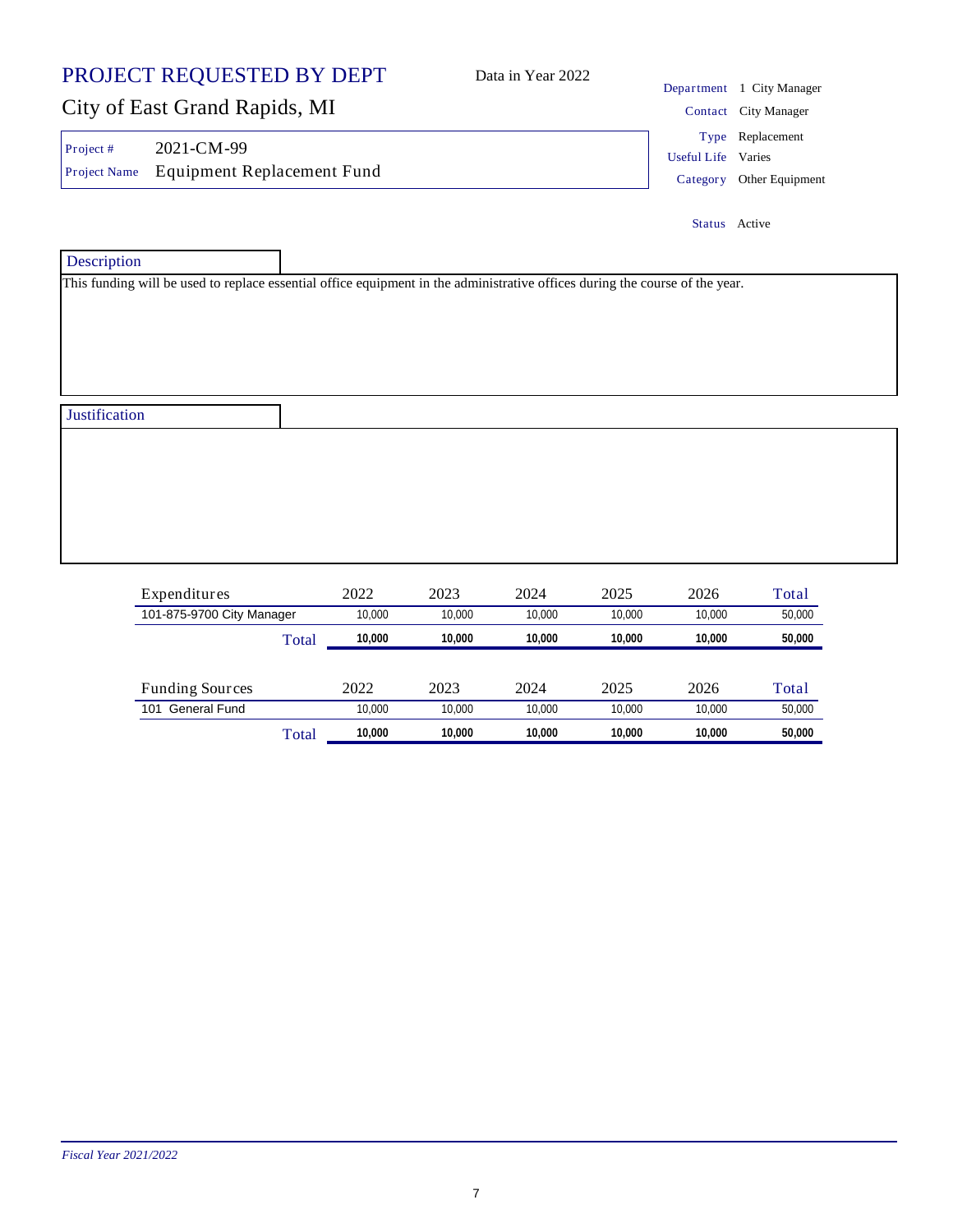# PROJECT REQUESTED BY DEPT

Data in Year 2022

## City of East Grand Rapids, MI

| | |
|---|---|
| Department | 1 City Manager |
| Contact | City Manager |
| Type | Replacement |
| Useful Life | Varies |
| Category | Other Equipment |
| Status | Active |

**Project #** 2021-CM-99

**Project Name** Equipment Replacement Fund

### Description

This funding will be used to replace essential office equipment in the administrative offices during the course of the year.

### Justification

| Expenditures | 2022 | 2023 | 2024 | 2025 | 2026 | Total |
|---|---|---|---|---|---|---|
| 101-875-9700 City Manager | 10,000 | 10,000 | 10,000 | 10,000 | 10,000 | 50,000 |
| Total | **10,000** | **10,000** | **10,000** | **10,000** | **10,000** | **50,000** |

| Funding Sources | 2022 | 2023 | 2024 | 2025 | 2026 | Total |
|---|---|---|---|---|---|---|
| 101 General Fund | 10,000 | 10,000 | 10,000 | 10,000 | 10,000 | 50,000 |
| Total | **10,000** | **10,000** | **10,000** | **10,000** | **10,000** | **50,000** |

*Fiscal Year 2021/2022*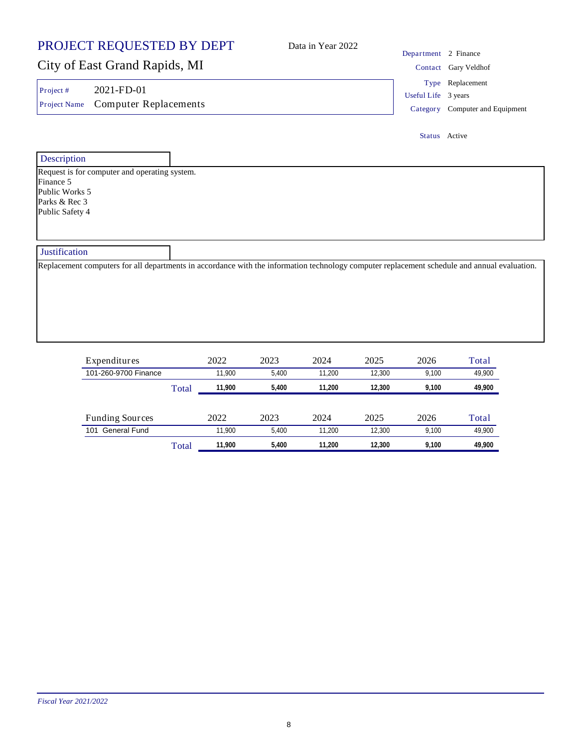# PROJECT REQUESTED BY DEPT

Data in Year 2022

## City of East Grand Rapids, MI

| | |
|---|---|
| Project # | 2021-FD-01 |
| Project Name | Computer Replacements |

| | |
|---|---|
| Department | 2 Finance |
| Contact | Gary Veldhof |
| Type | Replacement |
| Useful Life | 3 years |
| Category | Computer and Equipment |
| Status | Active |

### Description

Request is for computer and operating system.
Finance 5
Public Works 5
Parks & Rec 3
Public Safety 4

### Justification

Replacement computers for all departments in accordance with the information technology computer replacement schedule and annual evaluation.

| Expenditures | 2022 | 2023 | 2024 | 2025 | 2026 | Total |
|---|---|---|---|---|---|---|
| 101-260-9700 Finance | 11,900 | 5,400 | 11,200 | 12,300 | 9,100 | 49,900 |
| Total | **11,900** | **5,400** | **11,200** | **12,300** | **9,100** | **49,900** |

| Funding Sources | 2022 | 2023 | 2024 | 2025 | 2026 | Total |
|---|---|---|---|---|---|---|
| 101 General Fund | 11,900 | 5,400 | 11,200 | 12,300 | 9,100 | 49,900 |
| Total | **11,900** | **5,400** | **11,200** | **12,300** | **9,100** | **49,900** |

*Fiscal Year 2021/2022*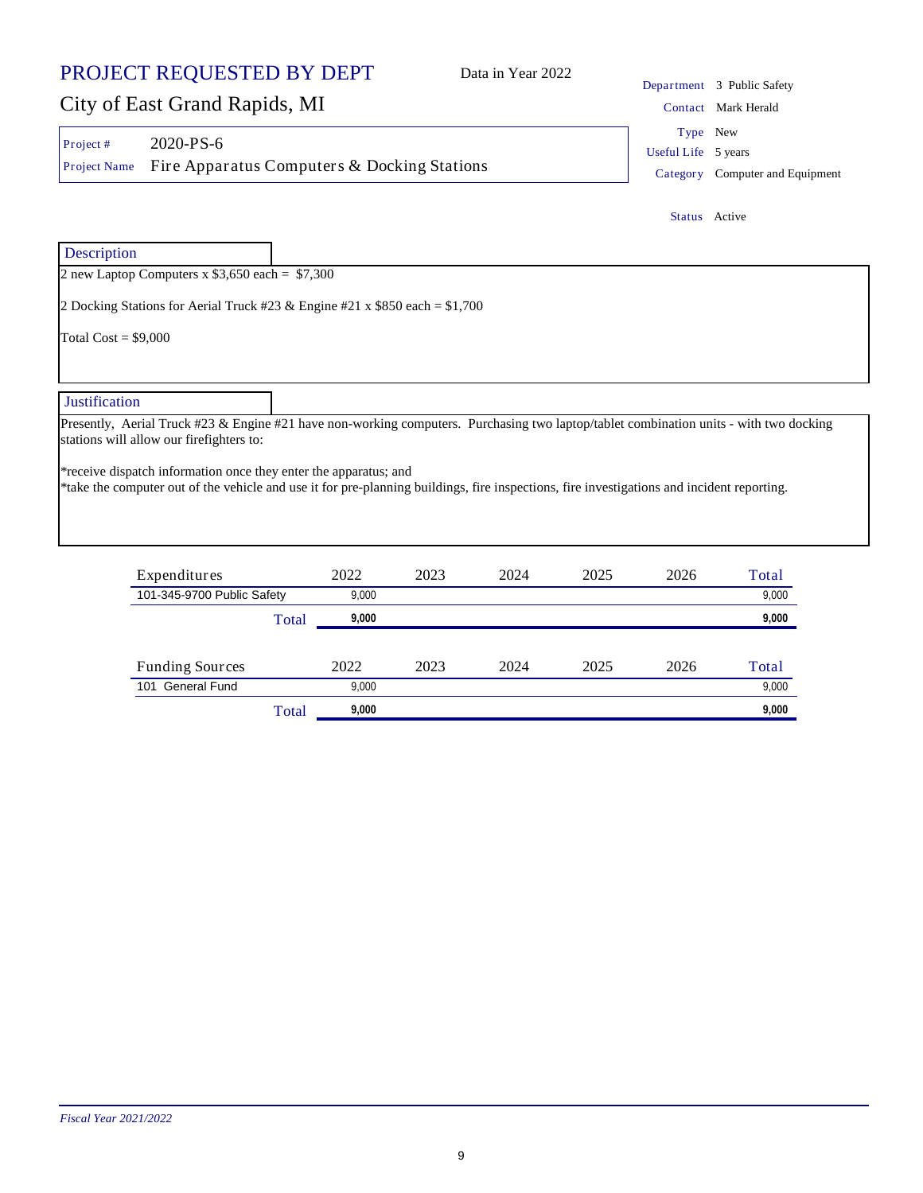# PROJECT REQUESTED BY DEPT

Data in Year 2022

## City of East Grand Rapids, MI

Project # 2020-PS-6

Project Name Fire Apparatus Computers & Docking Stations

Department 3 Public Safety

Contact Mark Herald

Type New

Useful Life 5 years

Category Computer and Equipment

Status Active

### Description

2 new Laptop Computers x $3,650 each = $7,300

2 Docking Stations for Aerial Truck #23 & Engine #21 x $850 each = $1,700

Total Cost = $9,000

### Justification

Presently, Aerial Truck #23 & Engine #21 have non-working computers. Purchasing two laptop/tablet combination units - with two docking stations will allow our firefighters to:

*receive dispatch information once they enter the apparatus; and
*take the computer out of the vehicle and use it for pre-planning buildings, fire inspections, fire investigations and incident reporting.

| Expenditures | 2022 | 2023 | 2024 | 2025 | 2026 | Total |
|---|---|---|---|---|---|---|
| 101-345-9700 Public Safety | 9,000 | | | | | 9,000 |
| **Total** | **9,000** | | | | | **9,000** |

| Funding Sources | 2022 | 2023 | 2024 | 2025 | 2026 | Total |
|---|---|---|---|---|---|---|
| 101 General Fund | 9,000 | | | | | 9,000 |
| **Total** | **9,000** | | | | | **9,000** |

*Fiscal Year 2021/2022*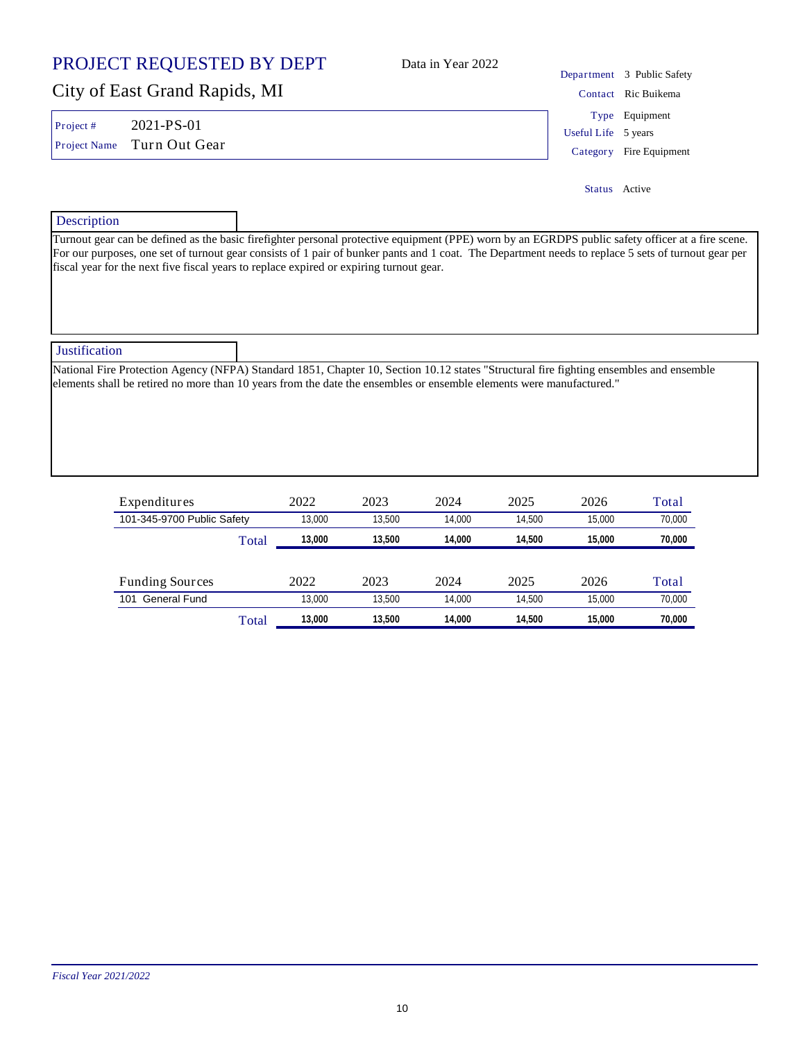# PROJECT REQUESTED BY DEPT

Data in Year 2022

## City of East Grand Rapids, MI

| | |
|---|---|
| Department | 3 Public Safety |
| Contact | Ric Buikema |
| Type | Equipment |
| Useful Life | 5 years |
| Category | Fire Equipment |
| Status | Active |

**Project #** 2021-PS-01

**Project Name** Turn Out Gear

### Description

Turnout gear can be defined as the basic firefighter personal protective equipment (PPE) worn by an EGRDPS public safety officer at a fire scene. For our purposes, one set of turnout gear consists of 1 pair of bunker pants and 1 coat. The Department needs to replace 5 sets of turnout gear per fiscal year for the next five fiscal years to replace expired or expiring turnout gear.

### Justification

National Fire Protection Agency (NFPA) Standard 1851, Chapter 10, Section 10.12 states "Structural fire fighting ensembles and ensemble elements shall be retired no more than 10 years from the date the ensembles or ensemble elements were manufactured."

| Expenditures | 2022 | 2023 | 2024 | 2025 | 2026 | Total |
|---|---|---|---|---|---|---|
| 101-345-9700 Public Safety | 13,000 | 13,500 | 14,000 | 14,500 | 15,000 | 70,000 |
| Total | **13,000** | **13,500** | **14,000** | **14,500** | **15,000** | **70,000** |

| Funding Sources | 2022 | 2023 | 2024 | 2025 | 2026 | Total |
|---|---|---|---|---|---|---|
| 101 General Fund | 13,000 | 13,500 | 14,000 | 14,500 | 15,000 | 70,000 |
| Total | **13,000** | **13,500** | **14,000** | **14,500** | **15,000** | **70,000** |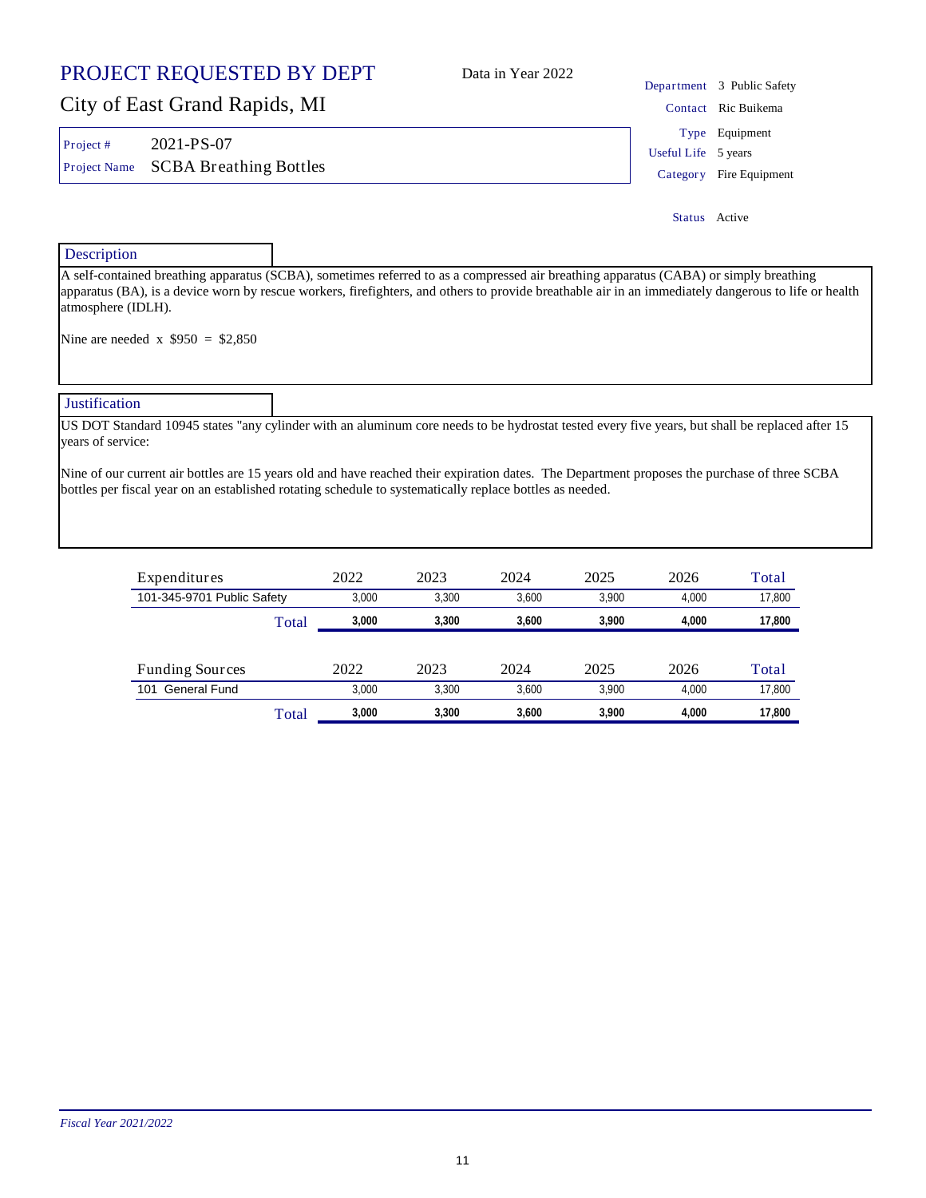# PROJECT REQUESTED BY DEPT

## City of East Grand Rapids, MI

Data in Year 2022

**Department** 3 Public Safety
**Contact** Ric Buikema
**Type** Equipment
**Useful Life** 5 years
**Category** Fire Equipment
**Status** Active

**Project #** 2021-PS-07
**Project Name** SCBA Breathing Bottles

### Description

A self-contained breathing apparatus (SCBA), sometimes referred to as a compressed air breathing apparatus (CABA) or simply breathing apparatus (BA), is a device worn by rescue workers, firefighters, and others to provide breathable air in an immediately dangerous to life or health atmosphere (IDLH).

Nine are needed x $950 = $2,850

### Justification

US DOT Standard 10945 states "any cylinder with an aluminum core needs to be hydrostat tested every five years, but shall be replaced after 15 years of service:

Nine of our current air bottles are 15 years old and have reached their expiration dates. The Department proposes the purchase of three SCBA bottles per fiscal year on an established rotating schedule to systematically replace bottles as needed.

| Expenditures | 2022 | 2023 | 2024 | 2025 | 2026 | Total |
|---|---|---|---|---|---|---|
| 101-345-9701 Public Safety | 3,000 | 3,300 | 3,600 | 3,900 | 4,000 | 17,800 |
| Total | **3,000** | **3,300** | **3,600** | **3,900** | **4,000** | **17,800** |

| Funding Sources | 2022 | 2023 | 2024 | 2025 | 2026 | Total |
|---|---|---|---|---|---|---|
| 101 General Fund | 3,000 | 3,300 | 3,600 | 3,900 | 4,000 | 17,800 |
| Total | **3,000** | **3,300** | **3,600** | **3,900** | **4,000** | **17,800** |

*Fiscal Year 2021/2022*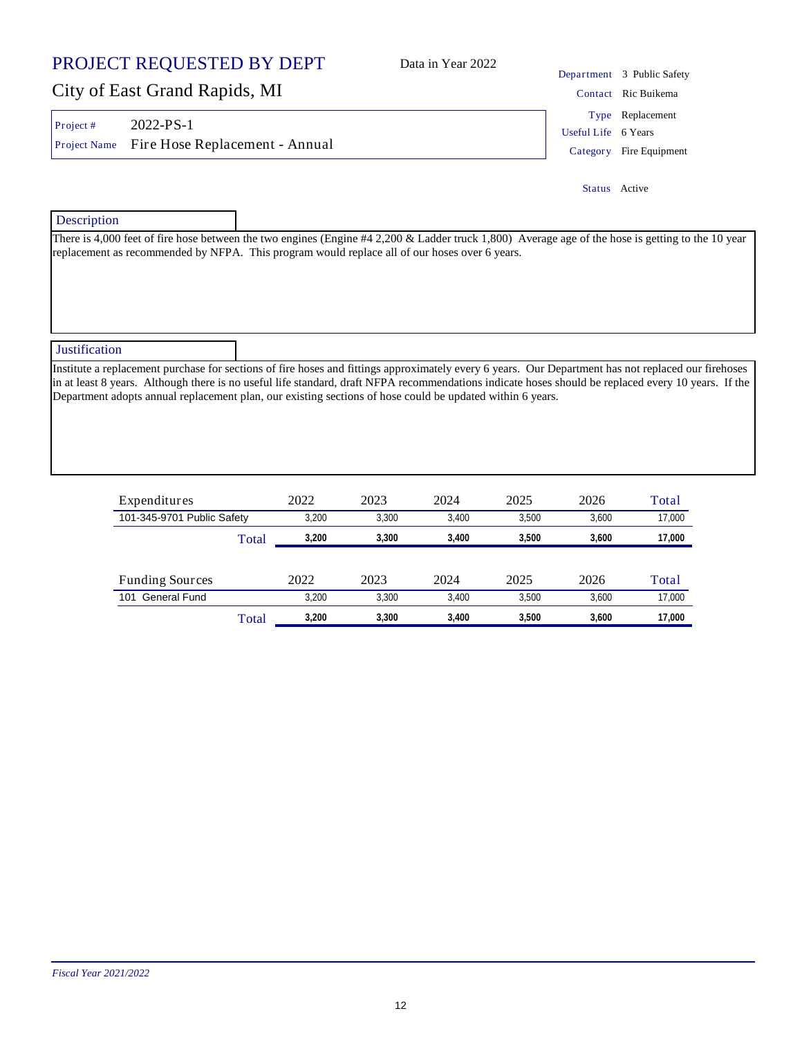# PROJECT REQUESTED BY DEPT

Data in Year 2022

## City of East Grand Rapids, MI

Project # 2022-PS-1

Project Name Fire Hose Replacement - Annual

Department 3 Public Safety

Contact Ric Buikema

Type Replacement

Useful Life 6 Years

Category Fire Equipment

Status Active

### Description

There is 4,000 feet of fire hose between the two engines (Engine #4 2,200 & Ladder truck 1,800) Average age of the hose is getting to the 10 year replacement as recommended by NFPA. This program would replace all of our hoses over 6 years.

### Justification

Institute a replacement purchase for sections of fire hoses and fittings approximately every 6 years. Our Department has not replaced our firehoses in at least 8 years. Although there is no useful life standard, draft NFPA recommendations indicate hoses should be replaced every 10 years. If the Department adopts annual replacement plan, our existing sections of hose could be updated within 6 years.

| Expenditures | 2022 | 2023 | 2024 | 2025 | 2026 | Total |
|---|---|---|---|---|---|---|
| 101-345-9701 Public Safety | 3,200 | 3,300 | 3,400 | 3,500 | 3,600 | 17,000 |
| Total | **3,200** | **3,300** | **3,400** | **3,500** | **3,600** | **17,000** |

| Funding Sources | 2022 | 2023 | 2024 | 2025 | 2026 | Total |
|---|---|---|---|---|---|---|
| 101 General Fund | 3,200 | 3,300 | 3,400 | 3,500 | 3,600 | 17,000 |
| Total | **3,200** | **3,300** | **3,400** | **3,500** | **3,600** | **17,000** |

*Fiscal Year 2021/2022*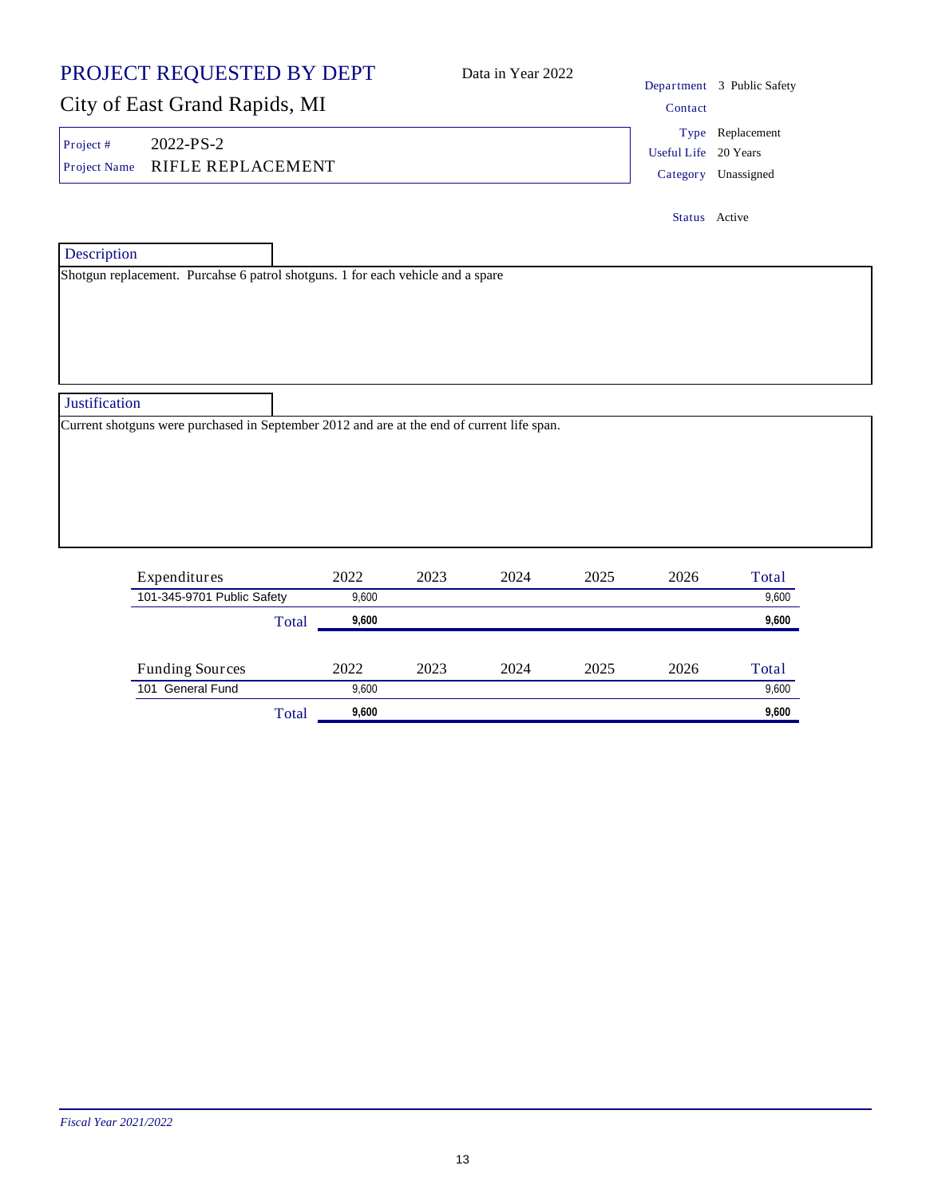# PROJECT REQUESTED BY DEPT

## City of East Grand Rapids, MI

Data in Year 2022

| | |
|---|---|
| Project # | 2022-PS-2 |
| Project Name | RIFLE REPLACEMENT |

| | |
|---|---|
| Department | 3 Public Safety |
| Contact | |
| Type | Replacement |
| Useful Life | 20 Years |
| Category | Unassigned |
| Status | Active |

### Description

Shotgun replacement. Purcahse 6 patrol shotguns. 1 for each vehicle and a spare

### Justification

Current shotguns were purchased in September 2012 and are at the end of current life span.

| Expenditures | 2022 | 2023 | 2024 | 2025 | 2026 | Total |
|---|---|---|---|---|---|---|
| 101-345-9701 Public Safety | 9,600 | | | | | 9,600 |
| Total | **9,600** | | | | | **9,600** |

| Funding Sources | 2022 | 2023 | 2024 | 2025 | 2026 | Total |
|---|---|---|---|---|---|---|
| 101 General Fund | 9,600 | | | | | 9,600 |
| Total | **9,600** | | | | | **9,600** |

*Fiscal Year 2021/2022*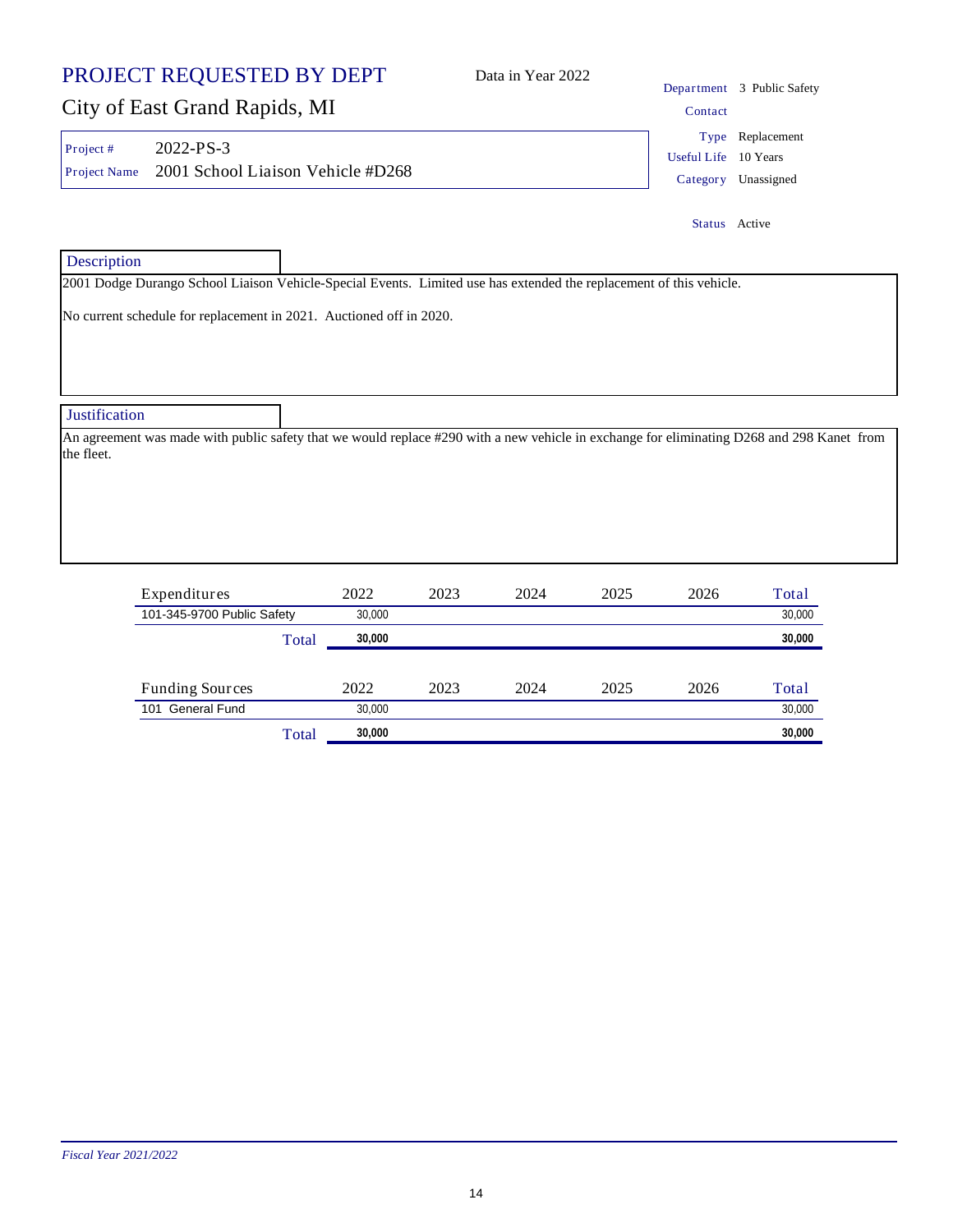# PROJECT REQUESTED BY DEPT

## City of East Grand Rapids, MI

Data in Year 2022

| | |
|---|---|
| Project # | 2022-PS-3 |
| Project Name | 2001 School Liaison Vehicle #D268 |

| | |
|---|---|
| Department | 3 Public Safety |
| Contact | |
| Type | Replacement |
| Useful Life | 10 Years |
| Category | Unassigned |
| Status | Active |

### Description

2001 Dodge Durango School Liaison Vehicle-Special Events. Limited use has extended the replacement of this vehicle.

No current schedule for replacement in 2021. Auctioned off in 2020.

### Justification

An agreement was made with public safety that we would replace #290 with a new vehicle in exchange for eliminating D268 and 298 Kanet from the fleet.

| Expenditures | 2022 | 2023 | 2024 | 2025 | 2026 | Total |
|---|---|---|---|---|---|---|
| 101-345-9700 Public Safety | 30,000 | | | | | 30,000 |
| **Total** | **30,000** | | | | | **30,000** |

| Funding Sources | 2022 | 2023 | 2024 | 2025 | 2026 | Total |
|---|---|---|---|---|---|---|
| 101 General Fund | 30,000 | | | | | 30,000 |
| **Total** | **30,000** | | | | | **30,000** |

*Fiscal Year 2021/2022*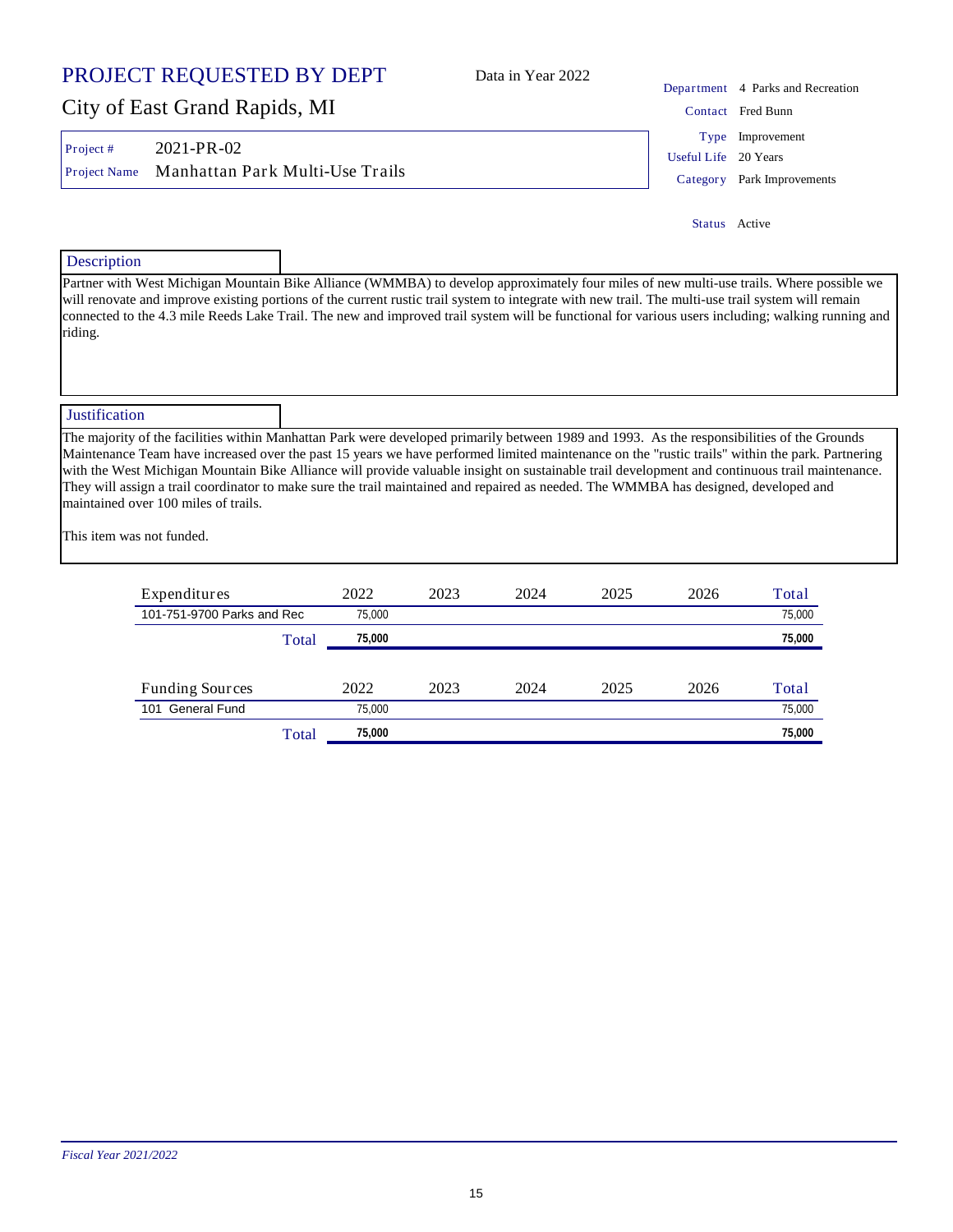# PROJECT REQUESTED BY DEPT

Data in Year 2022

## City of East Grand Rapids, MI

| | |
|---|---|
| Project # | 2021-PR-02 |
| Project Name | Manhattan Park Multi-Use Trails |

| | |
|---|---|
| Department | 4 Parks and Recreation |
| Contact | Fred Bunn |
| Type | Improvement |
| Useful Life | 20 Years |
| Category | Park Improvements |
| Status | Active |

### Description

Partner with West Michigan Mountain Bike Alliance (WMMBA) to develop approximately four miles of new multi-use trails. Where possible we will renovate and improve existing portions of the current rustic trail system to integrate with new trail. The multi-use trail system will remain connected to the 4.3 mile Reeds Lake Trail. The new and improved trail system will be functional for various users including; walking running and riding.

### Justification

The majority of the facilities within Manhattan Park were developed primarily between 1989 and 1993. As the responsibilities of the Grounds Maintenance Team have increased over the past 15 years we have performed limited maintenance on the "rustic trails" within the park. Partnering with the West Michigan Mountain Bike Alliance will provide valuable insight on sustainable trail development and continuous trail maintenance. They will assign a trail coordinator to make sure the trail maintained and repaired as needed. The WMMBA has designed, developed and maintained over 100 miles of trails.

This item was not funded.

| Expenditures | 2022 | 2023 | 2024 | 2025 | 2026 | Total |
|---|---|---|---|---|---|---|
| 101-751-9700 Parks and Rec | 75,000 | | | | | 75,000 |
| Total | **75,000** | | | | | **75,000** |

| Funding Sources | 2022 | 2023 | 2024 | 2025 | 2026 | Total |
|---|---|---|---|---|---|---|
| 101 General Fund | 75,000 | | | | | 75,000 |
| Total | **75,000** | | | | | **75,000** |

*Fiscal Year 2021/2022*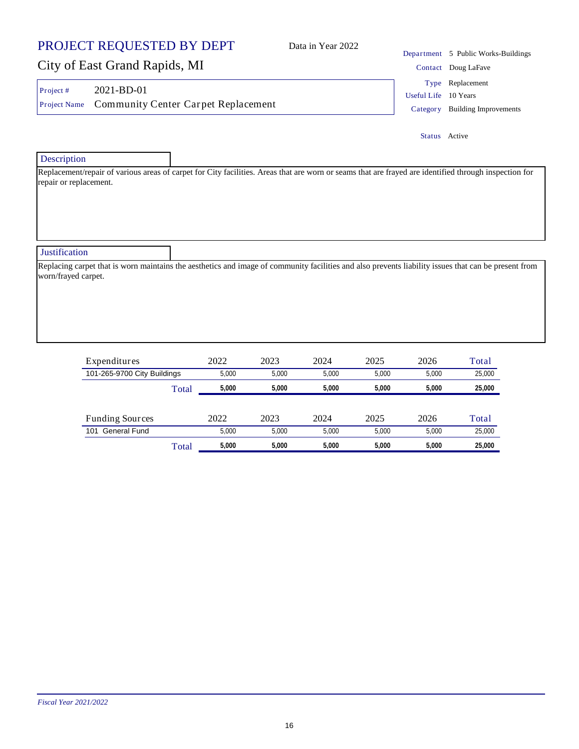# PROJECT REQUESTED BY DEPT

Data in Year 2022

## City of East Grand Rapids, MI

Project # 2021-BD-01

Project Name Community Center Carpet Replacement

Department 5 Public Works-Buildings

Contact Doug LaFave

Type Replacement

Useful Life 10 Years

Category Building Improvements

Status Active

### Description

Replacement/repair of various areas of carpet for City facilities. Areas that are worn or seams that are frayed are identified through inspection for repair or replacement.

### Justification

Replacing carpet that is worn maintains the aesthetics and image of community facilities and also prevents liability issues that can be present from worn/frayed carpet.

| Expenditures | 2022 | 2023 | 2024 | 2025 | 2026 | Total |
|---|---|---|---|---|---|---|
| 101-265-9700 City Buildings | 5,000 | 5,000 | 5,000 | 5,000 | 5,000 | 25,000 |
| Total | **5,000** | **5,000** | **5,000** | **5,000** | **5,000** | **25,000** |

| Funding Sources | 2022 | 2023 | 2024 | 2025 | 2026 | Total |
|---|---|---|---|---|---|---|
| 101 General Fund | 5,000 | 5,000 | 5,000 | 5,000 | 5,000 | 25,000 |
| Total | **5,000** | **5,000** | **5,000** | **5,000** | **5,000** | **25,000** |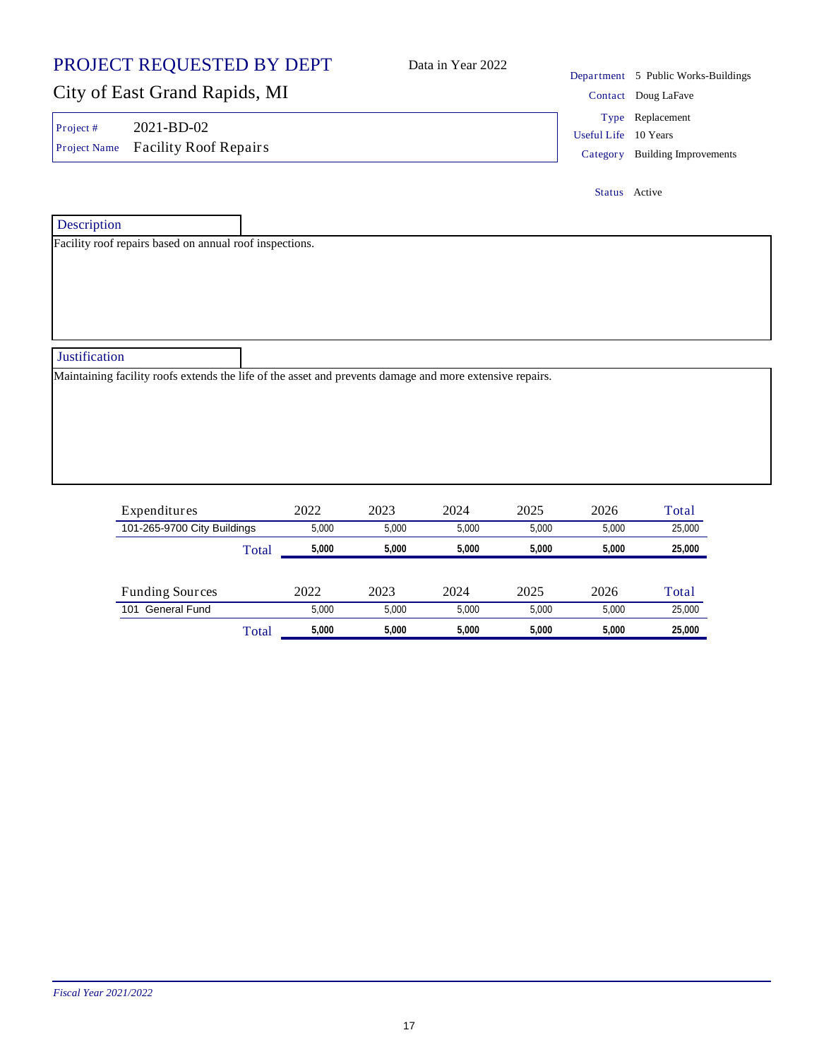# PROJECT REQUESTED BY DEPT

Data in Year 2022

## City of East Grand Rapids, MI

Project # 2021-BD-02

Project Name Facility Roof Repairs

Department 5 Public Works-Buildings

Contact Doug LaFave

Type Replacement

Useful Life 10 Years

Category Building Improvements

Status Active

### Description

Facility roof repairs based on annual roof inspections.

### Justification

Maintaining facility roofs extends the life of the asset and prevents damage and more extensive repairs.

| Expenditures | 2022 | 2023 | 2024 | 2025 | 2026 | Total |
|---|---|---|---|---|---|---|
| 101-265-9700 City Buildings | 5,000 | 5,000 | 5,000 | 5,000 | 5,000 | 25,000 |
| Total | **5,000** | **5,000** | **5,000** | **5,000** | **5,000** | **25,000** |

| Funding Sources | 2022 | 2023 | 2024 | 2025 | 2026 | Total |
|---|---|---|---|---|---|---|
| 101 General Fund | 5,000 | 5,000 | 5,000 | 5,000 | 5,000 | 25,000 |
| Total | **5,000** | **5,000** | **5,000** | **5,000** | **5,000** | **25,000** |

*Fiscal Year 2021/2022*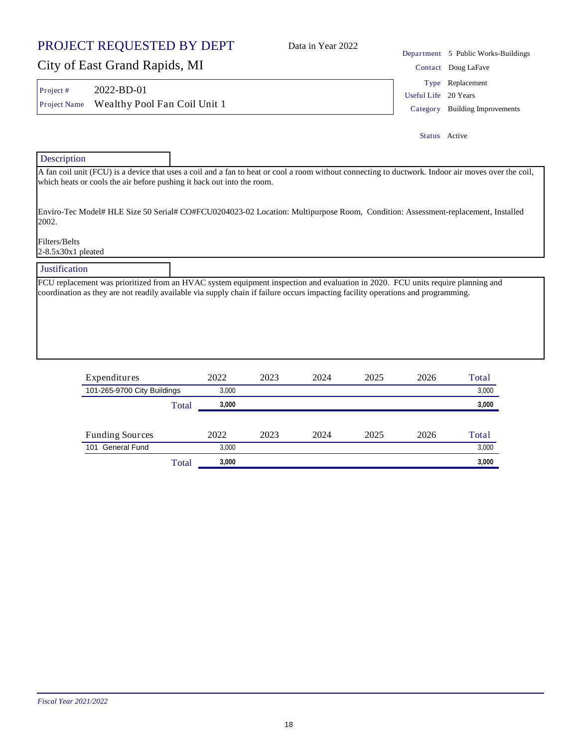# PROJECT REQUESTED BY DEPT

Data in Year 2022

## City of East Grand Rapids, MI

| | |
|---|---|
| Project # | 2022-BD-01 |
| Project Name | Wealthy Pool Fan Coil Unit 1 |

| | |
|---|---|
| Department | 5 Public Works-Buildings |
| Contact | Doug LaFave |
| Type | Replacement |
| Useful Life | 20 Years |
| Category | Building Improvements |
| Status | Active |

### Description

A fan coil unit (FCU) is a device that uses a coil and a fan to heat or cool a room without connecting to ductwork. Indoor air moves over the coil, which heats or cools the air before pushing it back out into the room.

Enviro-Tec Model# HLE Size 50 Serial# CO#FCU0204023-02 Location: Multipurpose Room, Condition: Assessment-replacement, Installed 2002.

Filters/Belts
2-8.5x30x1 pleated

### Justification

FCU replacement was prioritized from an HVAC system equipment inspection and evaluation in 2020. FCU units require planning and coordination as they are not readily available via supply chain if failure occurs impacting facility operations and programming.

| Expenditures | 2022 | 2023 | 2024 | 2025 | 2026 | Total |
|---|---|---|---|---|---|---|
| 101-265-9700 City Buildings | 3,000 | | | | | 3,000 |
| Total | **3,000** | | | | | **3,000** |

| Funding Sources | 2022 | 2023 | 2024 | 2025 | 2026 | Total |
|---|---|---|---|---|---|---|
| 101 General Fund | 3,000 | | | | | 3,000 |
| Total | **3,000** | | | | | **3,000** |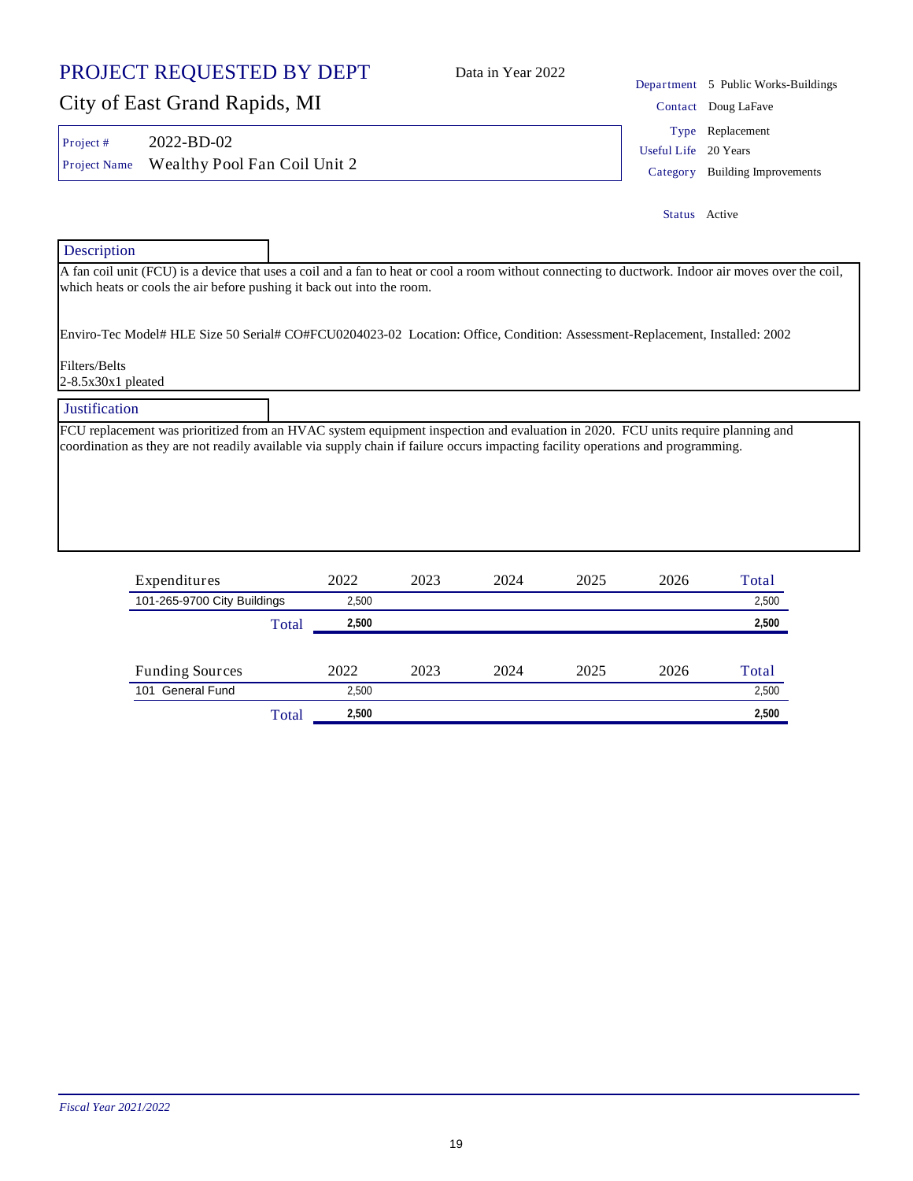# PROJECT REQUESTED BY DEPT

Data in Year 2022

## City of East Grand Rapids, MI

Department: 5 Public Works-Buildings
Contact: Doug LaFave
Type: Replacement
Useful Life: 20 Years
Category: Building Improvements

Project #: 2022-BD-02
Project Name: Wealthy Pool Fan Coil Unit 2

Status: Active

### Description

A fan coil unit (FCU) is a device that uses a coil and a fan to heat or cool a room without connecting to ductwork. Indoor air moves over the coil, which heats or cools the air before pushing it back out into the room.

Enviro-Tec Model# HLE Size 50 Serial# CO#FCU0204023-02 Location: Office, Condition: Assessment-Replacement, Installed: 2002

Filters/Belts
2-8.5x30x1 pleated

### Justification

FCU replacement was prioritized from an HVAC system equipment inspection and evaluation in 2020. FCU units require planning and coordination as they are not readily available via supply chain if failure occurs impacting facility operations and programming.

| Expenditures | 2022 | 2023 | 2024 | 2025 | 2026 | Total |
|---|---|---|---|---|---|---|
| 101-265-9700 City Buildings | 2,500 | | | | | 2,500 |
| **Total** | **2,500** | | | | | **2,500** |

| Funding Sources | 2022 | 2023 | 2024 | 2025 | 2026 | Total |
|---|---|---|---|---|---|---|
| 101 General Fund | 2,500 | | | | | 2,500 |
| **Total** | **2,500** | | | | | **2,500** |

*Fiscal Year 2021/2022*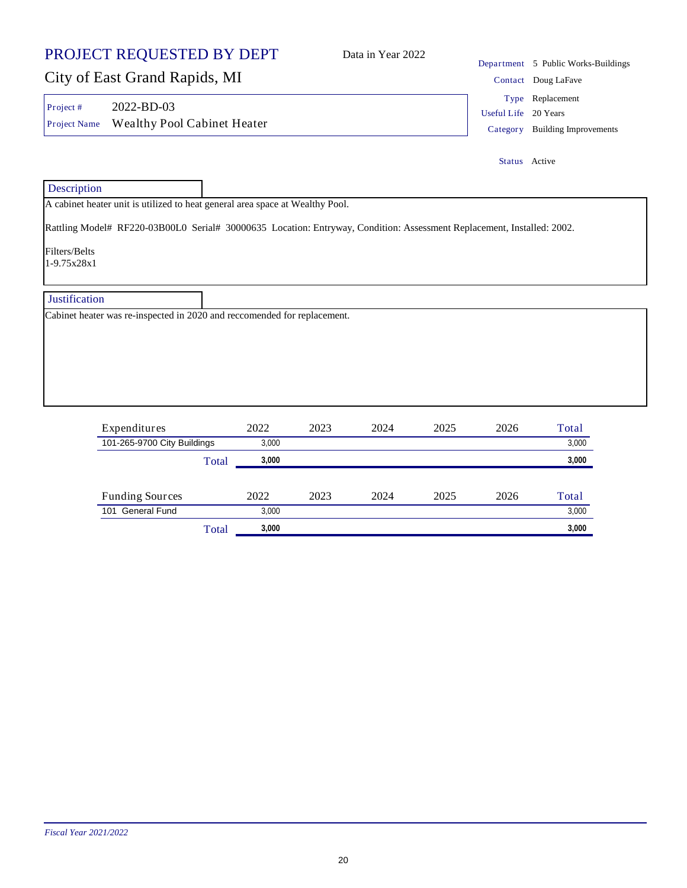# PROJECT REQUESTED BY DEPT

Data in Year 2022

## City of East Grand Rapids, MI

| | |
|---|---|
| Project # | 2022-BD-03 |
| Project Name | Wealthy Pool Cabinet Heater |

| | |
|---|---|
| Department | 5 Public Works-Buildings |
| Contact | Doug LaFave |
| Type | Replacement |
| Useful Life | 20 Years |
| Category | Building Improvements |
| Status | Active |

### Description

A cabinet heater unit is utilized to heat general area space at Wealthy Pool.

Rattling Model# RF220-03B00L0 Serial# 30000635 Location: Entryway, Condition: Assessment Replacement, Installed: 2002.

Filters/Belts
1-9.75x28x1

### Justification

Cabinet heater was re-inspected in 2020 and reccomended for replacement.

| Expenditures | 2022 | 2023 | 2024 | 2025 | 2026 | Total |
|---|---|---|---|---|---|---|
| 101-265-9700 City Buildings | 3,000 | | | | | 3,000 |
| Total | **3,000** | | | | | **3,000** |

| Funding Sources | 2022 | 2023 | 2024 | 2025 | 2026 | Total |
|---|---|---|---|---|---|---|
| 101 General Fund | 3,000 | | | | | 3,000 |
| Total | **3,000** | | | | | **3,000** |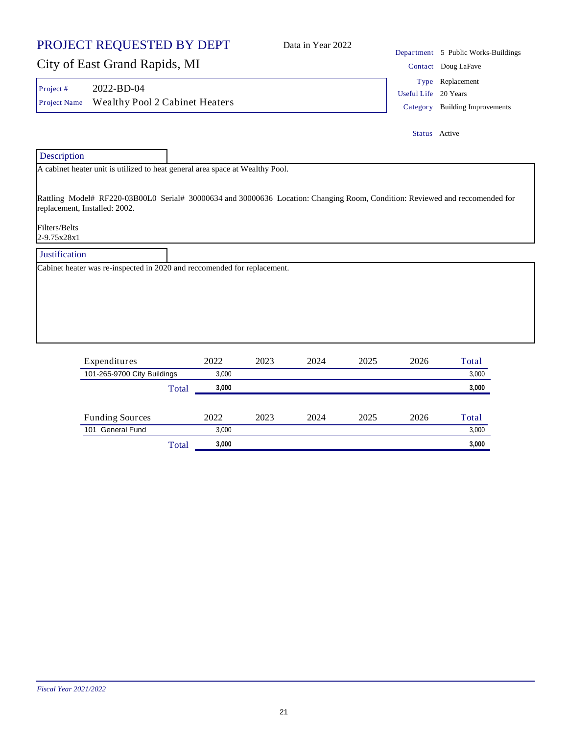# PROJECT REQUESTED BY DEPT

Data in Year 2022

## City of East Grand Rapids, MI

**Project #** 2022-BD-04

**Project Name** Wealthy Pool 2 Cabinet Heaters

**Department** 5 Public Works-Buildings

**Contact** Doug LaFave

**Type** Replacement

**Useful Life** 20 Years

**Category** Building Improvements

**Status** Active

### Description

A cabinet heater unit is utilized to heat general area space at Wealthy Pool.

Rattling Model# RF220-03B00L0 Serial# 30000634 and 30000636 Location: Changing Room, Condition: Reviewed and reccomended for replacement, Installed: 2002.

Filters/Belts
2-9.75x28x1

### Justification

Cabinet heater was re-inspected in 2020 and reccomended for replacement.

| Expenditures | 2022 | 2023 | 2024 | 2025 | 2026 | Total |
|---|---|---|---|---|---|---|
| 101-265-9700 City Buildings | 3,000 | | | | | 3,000 |
| Total | **3,000** | | | | | **3,000** |

| Funding Sources | 2022 | 2023 | 2024 | 2025 | 2026 | Total |
|---|---|---|---|---|---|---|
| 101 General Fund | 3,000 | | | | | 3,000 |
| Total | **3,000** | | | | | **3,000** |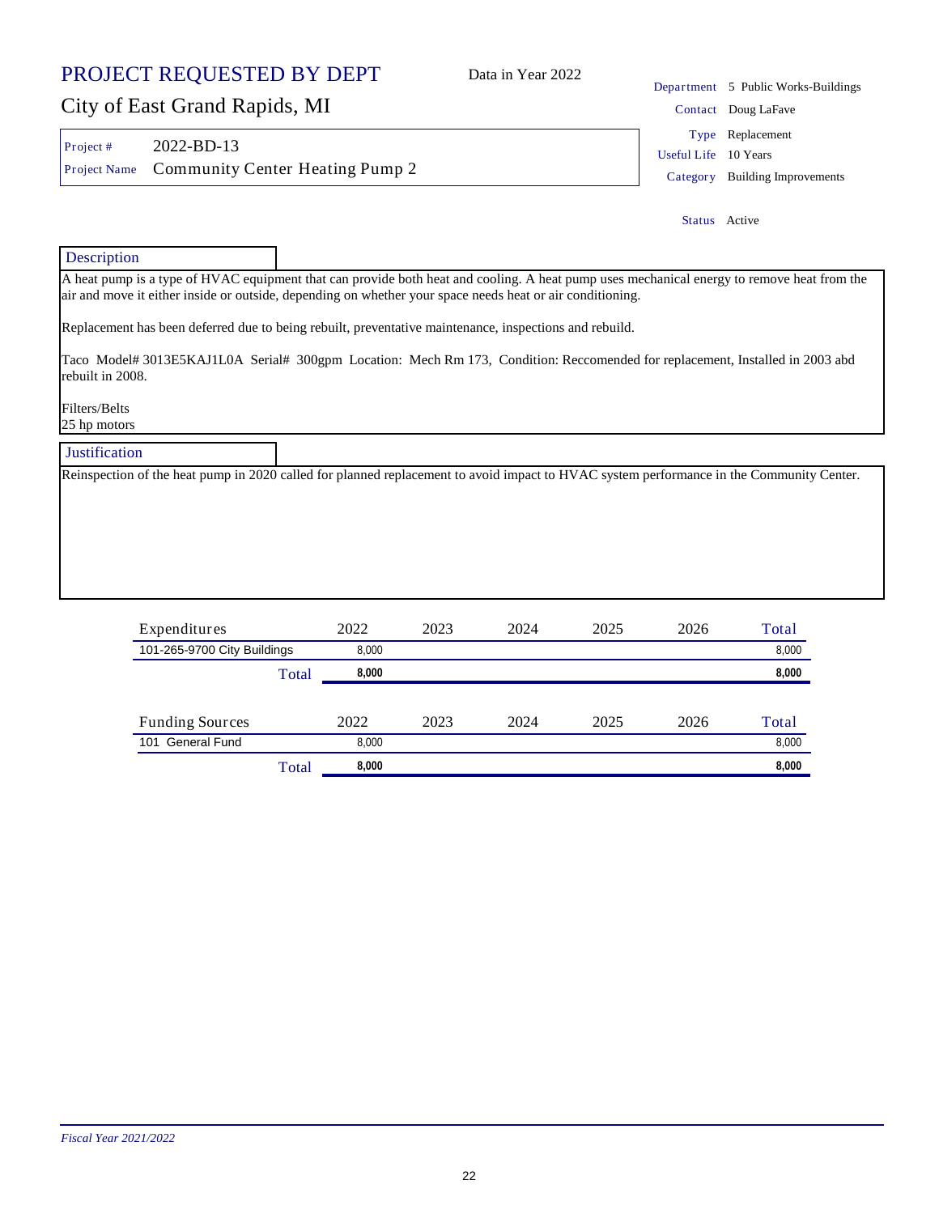# PROJECT REQUESTED BY DEPT

Data in Year 2022

## City of East Grand Rapids, MI

| | |
|---|---|
| Department | 5 Public Works-Buildings |
| Contact | Doug LaFave |
| Type | Replacement |
| Useful Life | 10 Years |
| Category | Building Improvements |
| Status | Active |

**Project #** 2022-BD-13

**Project Name** Community Center Heating Pump 2

### Description

A heat pump is a type of HVAC equipment that can provide both heat and cooling. A heat pump uses mechanical energy to remove heat from the air and move it either inside or outside, depending on whether your space needs heat or air conditioning.

Replacement has been deferred due to being rebuilt, preventative maintenance, inspections and rebuild.

Taco Model# 3013E5KAJ1L0A Serial# 300gpm Location: Mech Rm 173, Condition: Reccomended for replacement, Installed in 2003 abd rebuilt in 2008.

Filters/Belts
25 hp motors

### Justification

Reinspection of the heat pump in 2020 called for planned replacement to avoid impact to HVAC system performance in the Community Center.

| Expenditures | 2022 | 2023 | 2024 | 2025 | 2026 | Total |
|---|---|---|---|---|---|---|
| 101-265-9700 City Buildings | 8,000 | | | | | 8,000 |
| Total | **8,000** | | | | | **8,000** |

| Funding Sources | 2022 | 2023 | 2024 | 2025 | 2026 | Total |
|---|---|---|---|---|---|---|
| 101 General Fund | 8,000 | | | | | 8,000 |
| Total | **8,000** | | | | | **8,000** |

*Fiscal Year 2021/2022*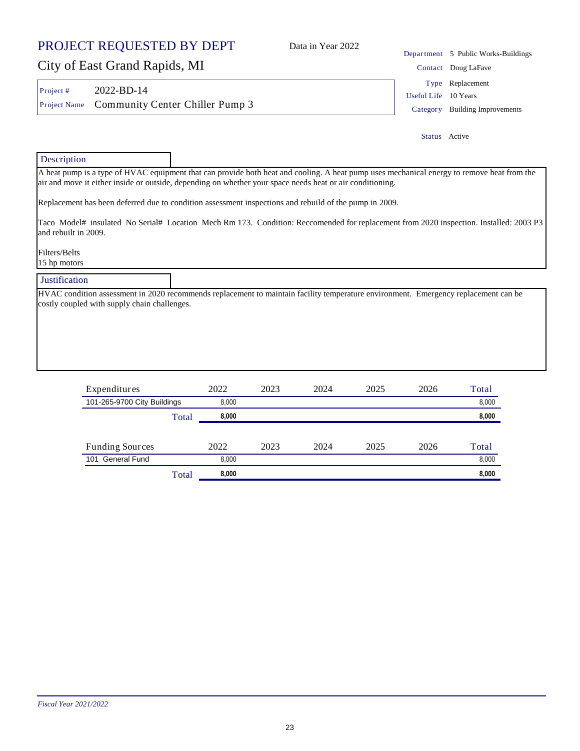# PROJECT REQUESTED BY DEPT

Data in Year 2022

## City of East Grand Rapids, MI

**Project #** 2022-BD-14

**Project Name** Community Center Chiller Pump 3

**Department** 5 Public Works-Buildings

**Contact** Doug LaFave

**Type** Replacement

**Useful Life** 10 Years

**Category** Building Improvements

**Status** Active

### Description

A heat pump is a type of HVAC equipment that can provide both heat and cooling. A heat pump uses mechanical energy to remove heat from the air and move it either inside or outside, depending on whether your space needs heat or air conditioning.

Replacement has been deferred due to condition assessment inspections and rebuild of the pump in 2009.

Taco Model# insulated No Serial# Location Mech Rm 173. Condition: Reccomended for replacement from 2020 inspection. Installed: 2003 P3 and rebuilt in 2009.

Filters/Belts
15 hp motors

### Justification

HVAC condition assessment in 2020 recommends replacement to maintain facility temperature environment. Emergency replacement can be costly coupled with supply chain challenges.

| Expenditures | 2022 | 2023 | 2024 | 2025 | 2026 | Total |
|---|---|---|---|---|---|---|
| 101-265-9700 City Buildings | 8,000 | | | | | 8,000 |
| **Total** | **8,000** | | | | | **8,000** |

| Funding Sources | 2022 | 2023 | 2024 | 2025 | 2026 | Total |
|---|---|---|---|---|---|---|
| 101 General Fund | 8,000 | | | | | 8,000 |
| **Total** | **8,000** | | | | | **8,000** |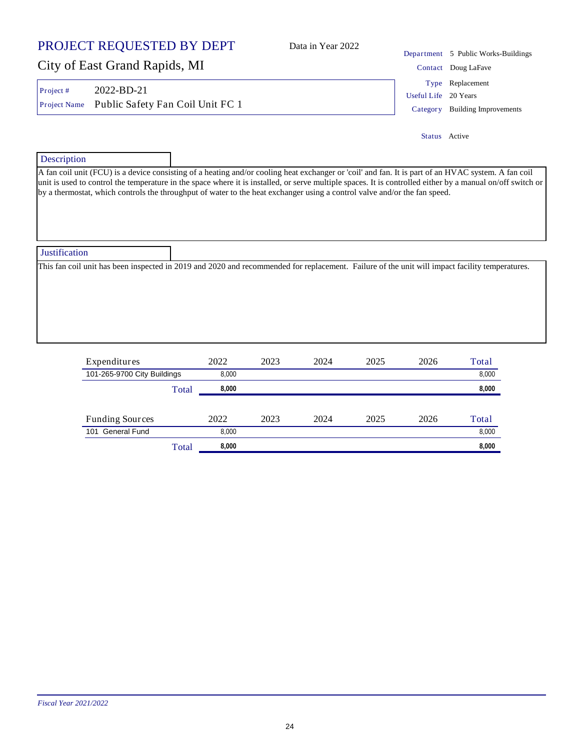# PROJECT REQUESTED BY DEPT

Data in Year 2022

## City of East Grand Rapids, MI

| | |
|---|---|
| Project # | 2022-BD-21 |
| Project Name | Public Safety Fan Coil Unit FC 1 |

| | |
|---|---|
| Department | 5 Public Works-Buildings |
| Contact | Doug LaFave |
| Type | Replacement |
| Useful Life | 20 Years |
| Category | Building Improvements |
| Status | Active |

### Description

A fan coil unit (FCU) is a device consisting of a heating and/or cooling heat exchanger or 'coil' and fan. It is part of an HVAC system. A fan coil unit is used to control the temperature in the space where it is installed, or serve multiple spaces. It is controlled either by a manual on/off switch or by a thermostat, which controls the throughput of water to the heat exchanger using a control valve and/or the fan speed.

### Justification

This fan coil unit has been inspected in 2019 and 2020 and recommended for replacement. Failure of the unit will impact facility temperatures.

| Expenditures | 2022 | 2023 | 2024 | 2025 | 2026 | Total |
|---|---|---|---|---|---|---|
| 101-265-9700 City Buildings | 8,000 | | | | | 8,000 |
| **Total** | **8,000** | | | | | **8,000** |

| Funding Sources | 2022 | 2023 | 2024 | 2025 | 2026 | Total |
|---|---|---|---|---|---|---|
| 101 General Fund | 8,000 | | | | | 8,000 |
| **Total** | **8,000** | | | | | **8,000** |

*Fiscal Year 2021/2022*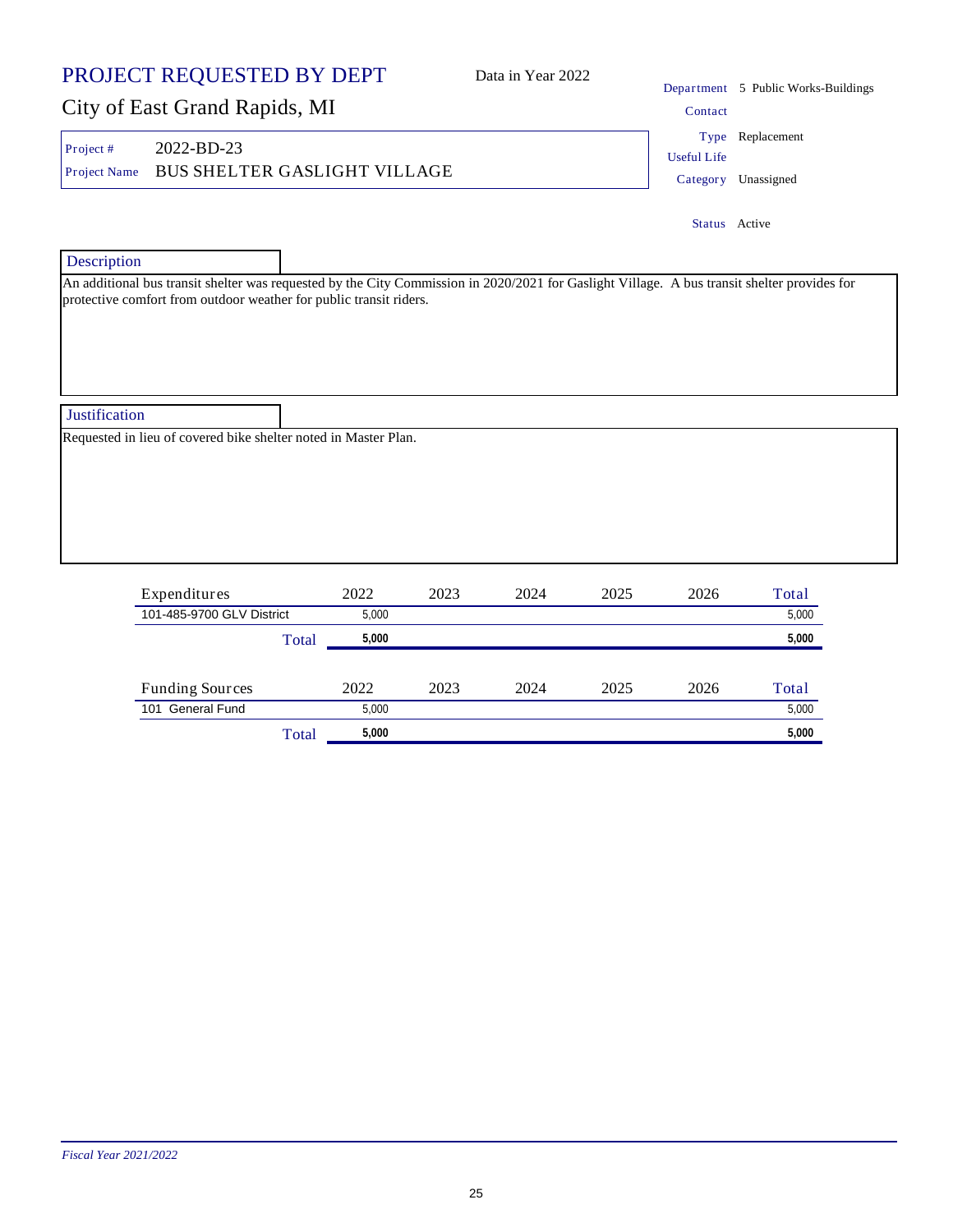# PROJECT REQUESTED BY DEPT

Data in Year 2022

## City of East Grand Rapids, MI

Project # 2022-BD-23

Project Name BUS SHELTER GASLIGHT VILLAGE

Department 5 Public Works-Buildings

Contact

Type Replacement

Useful Life

Category Unassigned

Status Active

### Description

An additional bus transit shelter was requested by the City Commission in 2020/2021 for Gaslight Village. A bus transit shelter provides for protective comfort from outdoor weather for public transit riders.

### Justification

Requested in lieu of covered bike shelter noted in Master Plan.

| Expenditures | 2022 | 2023 | 2024 | 2025 | 2026 | Total |
|---|---|---|---|---|---|---|
| 101-485-9700 GLV District | 5,000 | | | | | 5,000 |
| Total | **5,000** | | | | | **5,000** |

| Funding Sources | 2022 | 2023 | 2024 | 2025 | 2026 | Total |
|---|---|---|---|---|---|---|
| 101 General Fund | 5,000 | | | | | 5,000 |
| Total | **5,000** | | | | | **5,000** |

*Fiscal Year 2021/2022*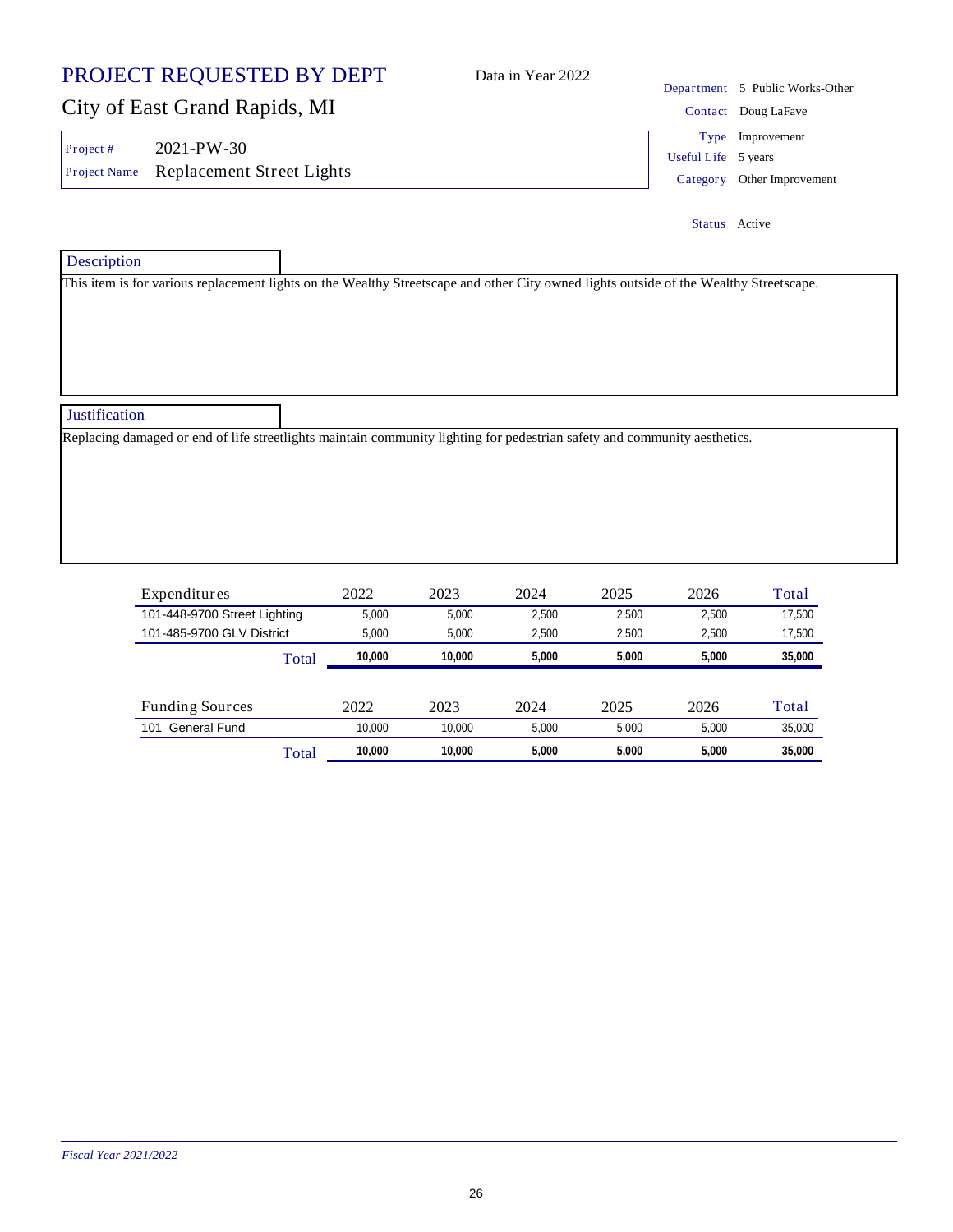# PROJECT REQUESTED BY DEPT

Data in Year 2022

## City of East Grand Rapids, MI

| | |
|---|---|
| Department | 5 Public Works-Other |
| Contact | Doug LaFave |
| Type | Improvement |
| Useful Life | 5 years |
| Category | Other Improvement |
| Status | Active |

Project # 2021-PW-30

Project Name Replacement Street Lights

### Description

This item is for various replacement lights on the Wealthy Streetscape and other City owned lights outside of the Wealthy Streetscape.

### Justification

Replacing damaged or end of life streetlights maintain community lighting for pedestrian safety and community aesthetics.

| Expenditures | 2022 | 2023 | 2024 | 2025 | 2026 | Total |
|---|---|---|---|---|---|---|
| 101-448-9700 Street Lighting | 5,000 | 5,000 | 2,500 | 2,500 | 2,500 | 17,500 |
| 101-485-9700 GLV District | 5,000 | 5,000 | 2,500 | 2,500 | 2,500 | 17,500 |
| Total | **10,000** | **10,000** | **5,000** | **5,000** | **5,000** | **35,000** |

| Funding Sources | 2022 | 2023 | 2024 | 2025 | 2026 | Total |
|---|---|---|---|---|---|---|
| 101 General Fund | 10,000 | 10,000 | 5,000 | 5,000 | 5,000 | 35,000 |
| Total | **10,000** | **10,000** | **5,000** | **5,000** | **5,000** | **35,000** |

*Fiscal Year 2021/2022*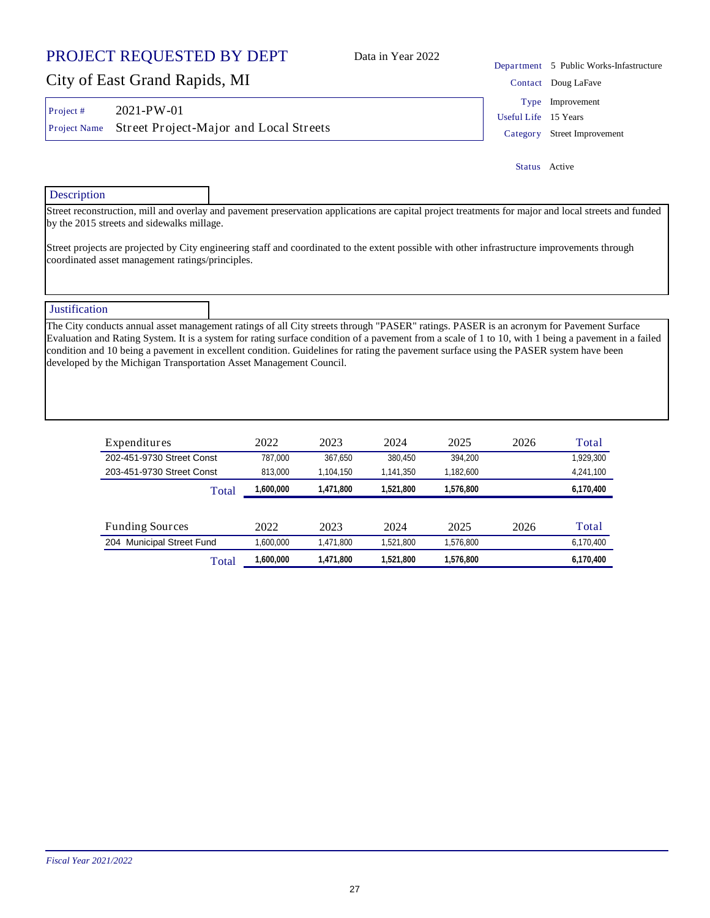# PROJECT REQUESTED BY DEPT

Data in Year 2022

## City of East Grand Rapids, MI

| | |
|---|---|
| Project # | 2021-PW-01 |
| Project Name | Street Project-Major and Local Streets |

| | |
|---|---|
| Department | 5 Public Works-Infastructure |
| Contact | Doug LaFave |
| Type | Improvement |
| Useful Life | 15 Years |
| Category | Street Improvement |
| Status | Active |

### Description

Street reconstruction, mill and overlay and pavement preservation applications are capital project treatments for major and local streets and funded by the 2015 streets and sidewalks millage.

Street projects are projected by City engineering staff and coordinated to the extent possible with other infrastructure improvements through coordinated asset management ratings/principles.

### Justification

The City conducts annual asset management ratings of all City streets through "PASER" ratings. PASER is an acronym for Pavement Surface Evaluation and Rating System. It is a system for rating surface condition of a pavement from a scale of 1 to 10, with 1 being a pavement in a failed condition and 10 being a pavement in excellent condition. Guidelines for rating the pavement surface using the PASER system have been developed by the Michigan Transportation Asset Management Council.

| Expenditures | 2022 | 2023 | 2024 | 2025 | 2026 | Total |
|---|---|---|---|---|---|---|
| 202-451-9730 Street Const | 787,000 | 367,650 | 380,450 | 394,200 | | 1,929,300 |
| 203-451-9730 Street Const | 813,000 | 1,104,150 | 1,141,350 | 1,182,600 | | 4,241,100 |
| Total | **1,600,000** | **1,471,800** | **1,521,800** | **1,576,800** | | **6,170,400** |

| Funding Sources | 2022 | 2023 | 2024 | 2025 | 2026 | Total |
|---|---|---|---|---|---|---|
| 204 Municipal Street Fund | 1,600,000 | 1,471,800 | 1,521,800 | 1,576,800 | | 6,170,400 |
| Total | **1,600,000** | **1,471,800** | **1,521,800** | **1,576,800** | | **6,170,400** |

*Fiscal Year 2021/2022*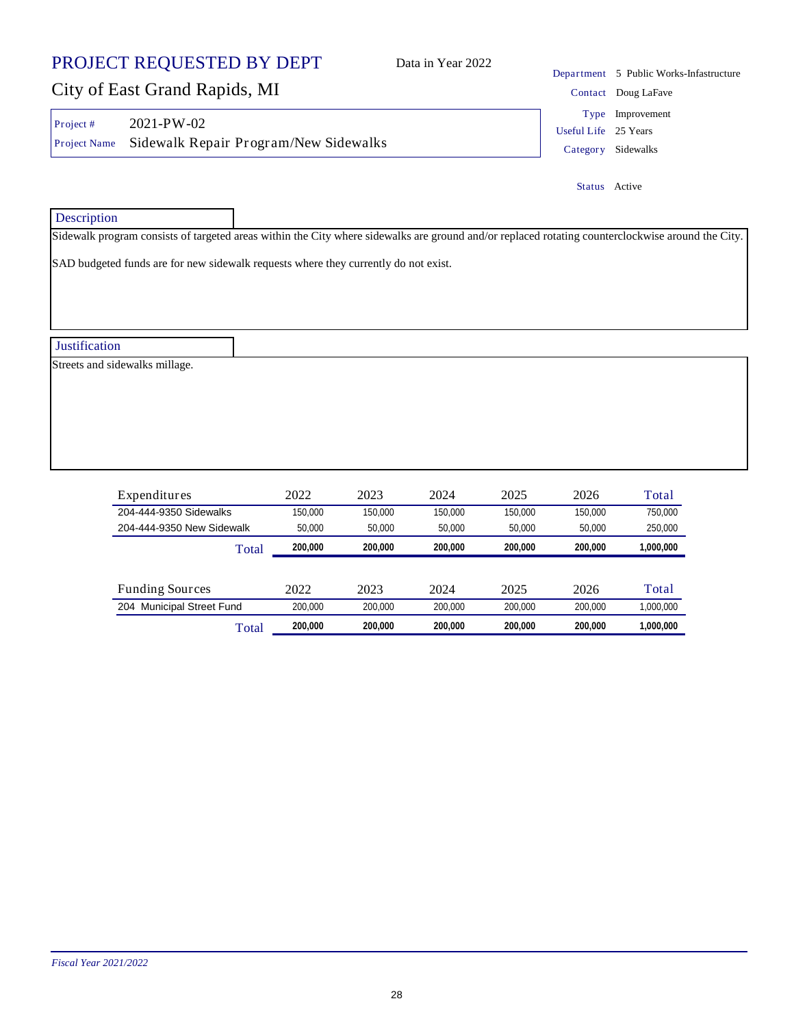# PROJECT REQUESTED BY DEPT

Data in Year 2022

## City of East Grand Rapids, MI

| | |
|---|---|
| Project # | 2021-PW-02 |
| Project Name | Sidewalk Repair Program/New Sidewalks |

| | |
|---|---|
| Department | 5 Public Works-Infastructure |
| Contact | Doug LaFave |
| Type | Improvement |
| Useful Life | 25 Years |
| Category | Sidewalks |
| Status | Active |

### Description

Sidewalk program consists of targeted areas within the City where sidewalks are ground and/or replaced rotating counterclockwise around the City.

SAD budgeted funds are for new sidewalk requests where they currently do not exist.

### Justification

Streets and sidewalks millage.

| Expenditures | 2022 | 2023 | 2024 | 2025 | 2026 | Total |
|---|---|---|---|---|---|---|
| 204-444-9350 Sidewalks | 150,000 | 150,000 | 150,000 | 150,000 | 150,000 | 750,000 |
| 204-444-9350 New Sidewalk | 50,000 | 50,000 | 50,000 | 50,000 | 50,000 | 250,000 |
| **Total** | **200,000** | **200,000** | **200,000** | **200,000** | **200,000** | **1,000,000** |

| Funding Sources | 2022 | 2023 | 2024 | 2025 | 2026 | Total |
|---|---|---|---|---|---|---|
| 204 Municipal Street Fund | 200,000 | 200,000 | 200,000 | 200,000 | 200,000 | 1,000,000 |
| **Total** | **200,000** | **200,000** | **200,000** | **200,000** | **200,000** | **1,000,000** |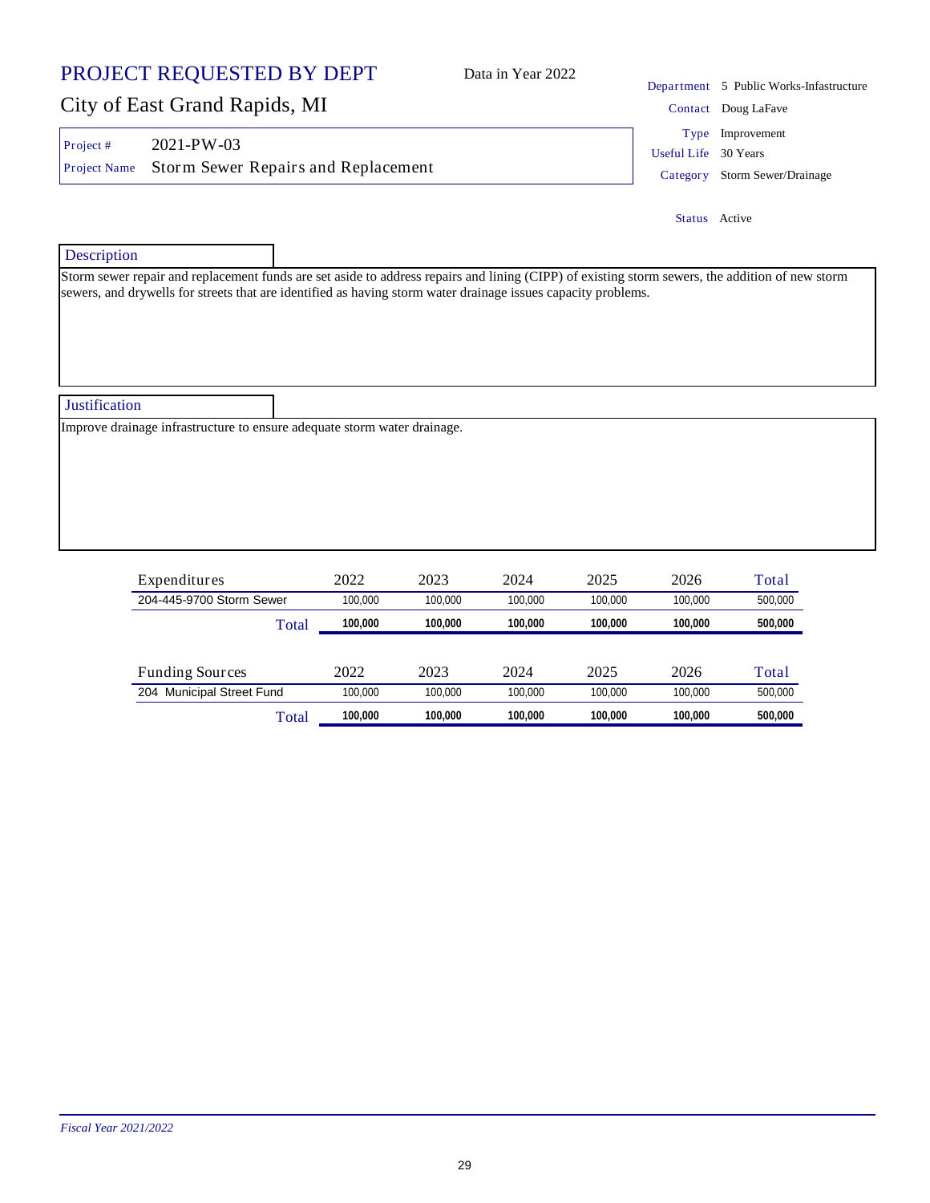# PROJECT REQUESTED BY DEPT

Data in Year 2022

## City of East Grand Rapids, MI

Project # 2021-PW-03

Project Name Storm Sewer Repairs and Replacement

Department 5 Public Works-Infastructure

Contact Doug LaFave

Type Improvement

Useful Life 30 Years

Category Storm Sewer/Drainage

Status Active

### Description

Storm sewer repair and replacement funds are set aside to address repairs and lining (CIPP) of existing storm sewers, the addition of new storm sewers, and drywells for streets that are identified as having storm water drainage issues capacity problems.

### Justification

Improve drainage infrastructure to ensure adequate storm water drainage.

| Expenditures | 2022 | 2023 | 2024 | 2025 | 2026 | Total |
|---|---|---|---|---|---|---|
| 204-445-9700 Storm Sewer | 100,000 | 100,000 | 100,000 | 100,000 | 100,000 | 500,000 |
| Total | **100,000** | **100,000** | **100,000** | **100,000** | **100,000** | **500,000** |

| Funding Sources | 2022 | 2023 | 2024 | 2025 | 2026 | Total |
|---|---|---|---|---|---|---|
| 204 Municipal Street Fund | 100,000 | 100,000 | 100,000 | 100,000 | 100,000 | 500,000 |
| Total | **100,000** | **100,000** | **100,000** | **100,000** | **100,000** | **500,000** |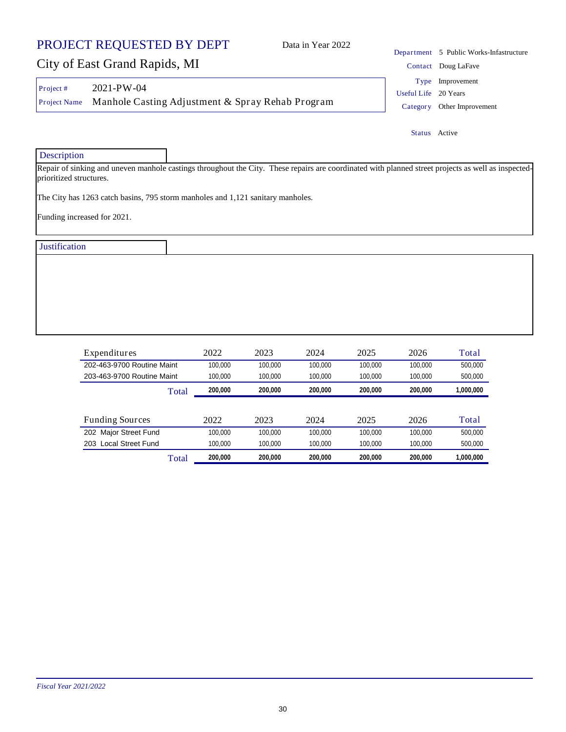# PROJECT REQUESTED BY DEPT

Data in Year 2022

## City of East Grand Rapids, MI

**Project #** 2021-PW-04

**Project Name** Manhole Casting Adjustment & Spray Rehab Program

**Department** 5 Public Works-Infastructure

**Contact** Doug LaFave

**Type** Improvement

**Useful Life** 20 Years

**Category** Other Improvement

**Status** Active

### Description

Repair of sinking and uneven manhole castings throughout the City. These repairs are coordinated with planned street projects as well as inspected-prioritized structures.

The City has 1263 catch basins, 795 storm manholes and 1,121 sanitary manholes.

Funding increased for 2021.

### Justification

| Expenditures | 2022 | 2023 | 2024 | 2025 | 2026 | Total |
|---|---|---|---|---|---|---|
| 202-463-9700 Routine Maint | 100,000 | 100,000 | 100,000 | 100,000 | 100,000 | 500,000 |
| 203-463-9700 Routine Maint | 100,000 | 100,000 | 100,000 | 100,000 | 100,000 | 500,000 |
| Total | **200,000** | **200,000** | **200,000** | **200,000** | **200,000** | **1,000,000** |

| Funding Sources | 2022 | 2023 | 2024 | 2025 | 2026 | Total |
|---|---|---|---|---|---|---|
| 202 Major Street Fund | 100,000 | 100,000 | 100,000 | 100,000 | 100,000 | 500,000 |
| 203 Local Street Fund | 100,000 | 100,000 | 100,000 | 100,000 | 100,000 | 500,000 |
| Total | **200,000** | **200,000** | **200,000** | **200,000** | **200,000** | **1,000,000** |

*Fiscal Year 2021/2022*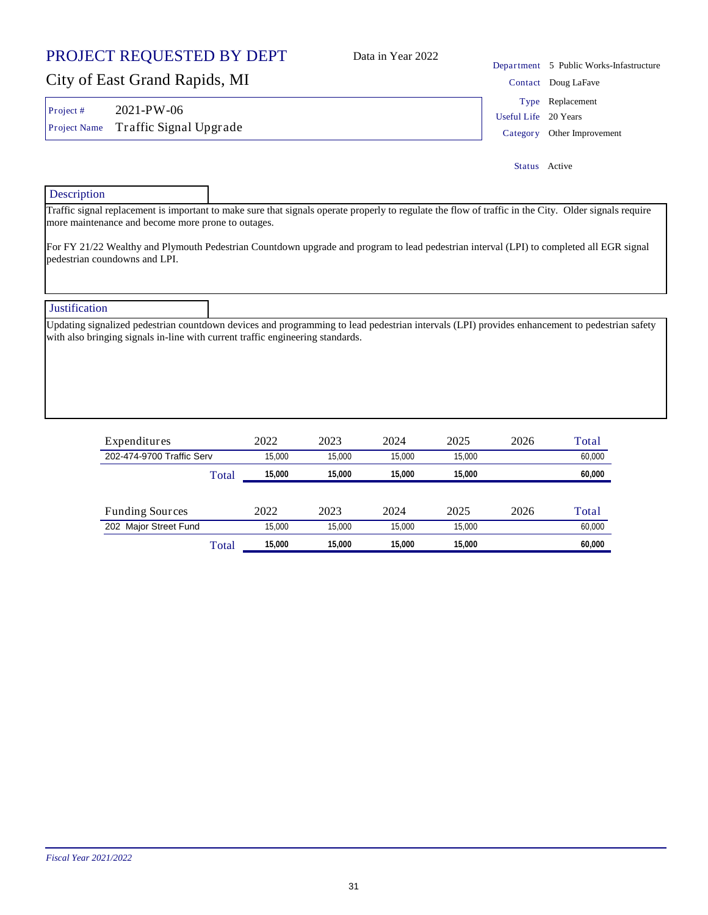# PROJECT REQUESTED BY DEPT

Data in Year 2022

## City of East Grand Rapids, MI

| | |
|---|---|
| Project # | 2021-PW-06 |
| Project Name | Traffic Signal Upgrade |

| | |
|---|---|
| Department | 5 Public Works-Infastructure |
| Contact | Doug LaFave |
| Type | Replacement |
| Useful Life | 20 Years |
| Category | Other Improvement |
| Status | Active |

### Description

Traffic signal replacement is important to make sure that signals operate properly to regulate the flow of traffic in the City. Older signals require more maintenance and become more prone to outages.

For FY 21/22 Wealthy and Plymouth Pedestrian Countdown upgrade and program to lead pedestrian interval (LPI) to completed all EGR signal pedestrian coundowns and LPI.

### Justification

Updating signalized pedestrian countdown devices and programming to lead pedestrian intervals (LPI) provides enhancement to pedestrian safety with also bringing signals in-line with current traffic engineering standards.

| Expenditures | 2022 | 2023 | 2024 | 2025 | 2026 | Total |
|---|---|---|---|---|---|---|
| 202-474-9700 Traffic Serv | 15,000 | 15,000 | 15,000 | 15,000 | | 60,000 |
| Total | **15,000** | **15,000** | **15,000** | **15,000** | | **60,000** |

| Funding Sources | 2022 | 2023 | 2024 | 2025 | 2026 | Total |
|---|---|---|---|---|---|---|
| 202 Major Street Fund | 15,000 | 15,000 | 15,000 | 15,000 | | 60,000 |
| Total | **15,000** | **15,000** | **15,000** | **15,000** | | **60,000** |

*Fiscal Year 2021/2022*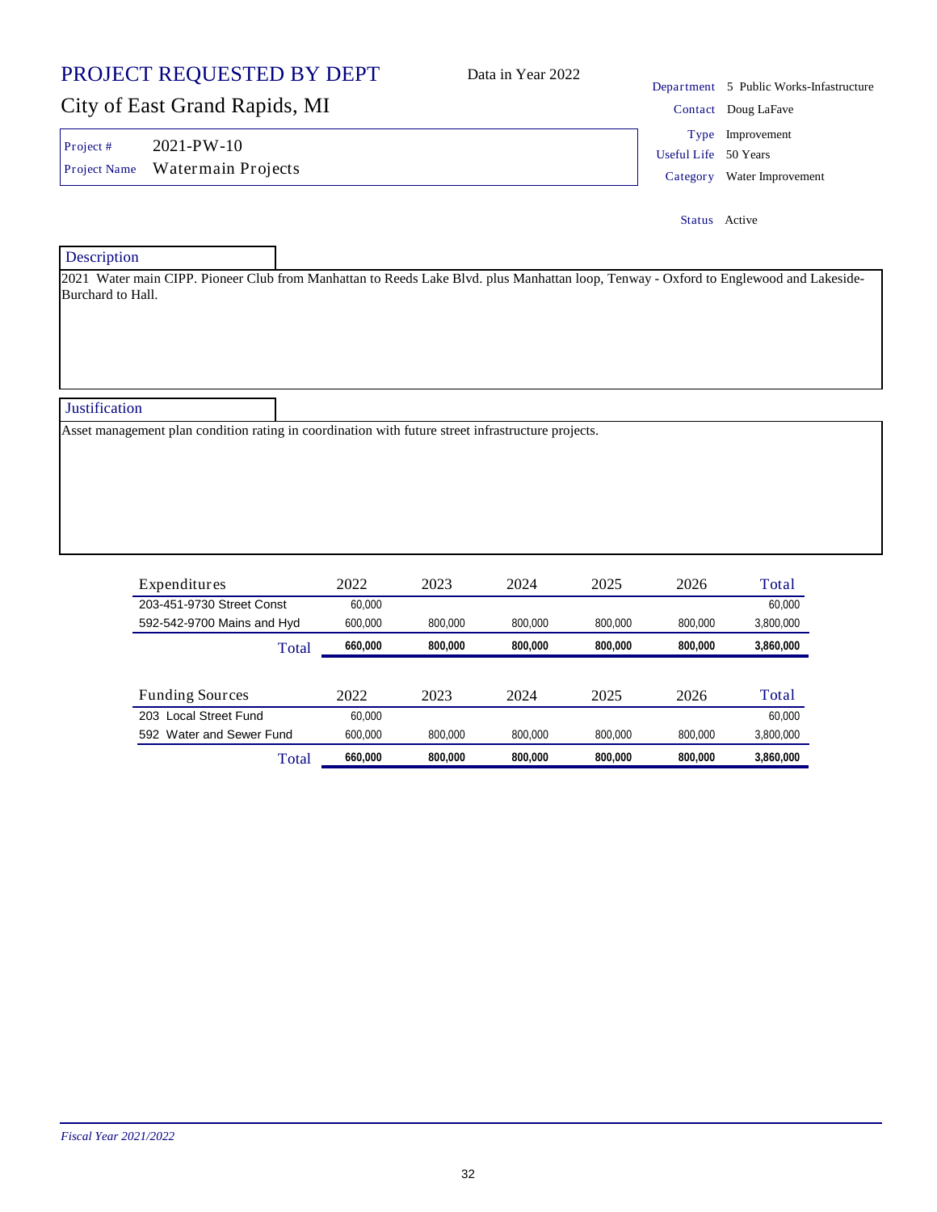# PROJECT REQUESTED BY DEPT

Data in Year 2022

## City of East Grand Rapids, MI

| | |
|---|---|
| Project # | 2021-PW-10 |
| Project Name | Watermain Projects |

| | |
|---|---|
| Department | 5 Public Works-Infastructure |
| Contact | Doug LaFave |
| Type | Improvement |
| Useful Life | 50 Years |
| Category | Water Improvement |
| Status | Active |

### Description

2021 Water main CIPP. Pioneer Club from Manhattan to Reeds Lake Blvd. plus Manhattan loop, Tenway - Oxford to Englewood and Lakeside-Burchard to Hall.

### Justification

Asset management plan condition rating in coordination with future street infrastructure projects.

| Expenditures | 2022 | 2023 | 2024 | 2025 | 2026 | Total |
|---|---|---|---|---|---|---|
| 203-451-9730 Street Const | 60,000 | | | | | 60,000 |
| 592-542-9700 Mains and Hyd | 600,000 | 800,000 | 800,000 | 800,000 | 800,000 | 3,800,000 |
| Total | **660,000** | **800,000** | **800,000** | **800,000** | **800,000** | **3,860,000** |

| Funding Sources | 2022 | 2023 | 2024 | 2025 | 2026 | Total |
|---|---|---|---|---|---|---|
| 203 Local Street Fund | 60,000 | | | | | 60,000 |
| 592 Water and Sewer Fund | 600,000 | 800,000 | 800,000 | 800,000 | 800,000 | 3,800,000 |
| Total | **660,000** | **800,000** | **800,000** | **800,000** | **800,000** | **3,860,000** |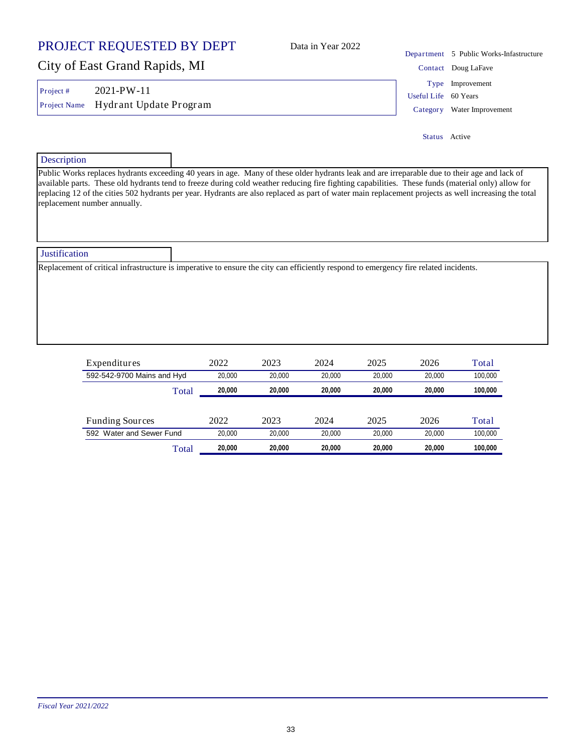# PROJECT REQUESTED BY DEPT

## City of East Grand Rapids, MI

Data in Year 2022

| | |
|---|---|
| Project # | 2021-PW-11 |
| Project Name | Hydrant Update Program |

| | |
|---|---|
| Department | 5 Public Works-Infastructure |
| Contact | Doug LaFave |
| Type | Improvement |
| Useful Life | 60 Years |
| Category | Water Improvement |
| Status | Active |

### Description

Public Works replaces hydrants exceeding 40 years in age. Many of these older hydrants leak and are irreparable due to their age and lack of available parts. These old hydrants tend to freeze during cold weather reducing fire fighting capabilities. These funds (material only) allow for replacing 12 of the cities 502 hydrants per year. Hydrants are also replaced as part of water main replacement projects as well increasing the total replacement number annually.

### Justification

Replacement of critical infrastructure is imperative to ensure the city can efficiently respond to emergency fire related incidents.

| Expenditures | 2022 | 2023 | 2024 | 2025 | 2026 | Total |
|---|---|---|---|---|---|---|
| 592-542-9700 Mains and Hyd | 20,000 | 20,000 | 20,000 | 20,000 | 20,000 | 100,000 |
| Total | **20,000** | **20,000** | **20,000** | **20,000** | **20,000** | **100,000** |

| Funding Sources | 2022 | 2023 | 2024 | 2025 | 2026 | Total |
|---|---|---|---|---|---|---|
| 592 Water and Sewer Fund | 20,000 | 20,000 | 20,000 | 20,000 | 20,000 | 100,000 |
| Total | **20,000** | **20,000** | **20,000** | **20,000** | **20,000** | **100,000** |

*Fiscal Year 2021/2022*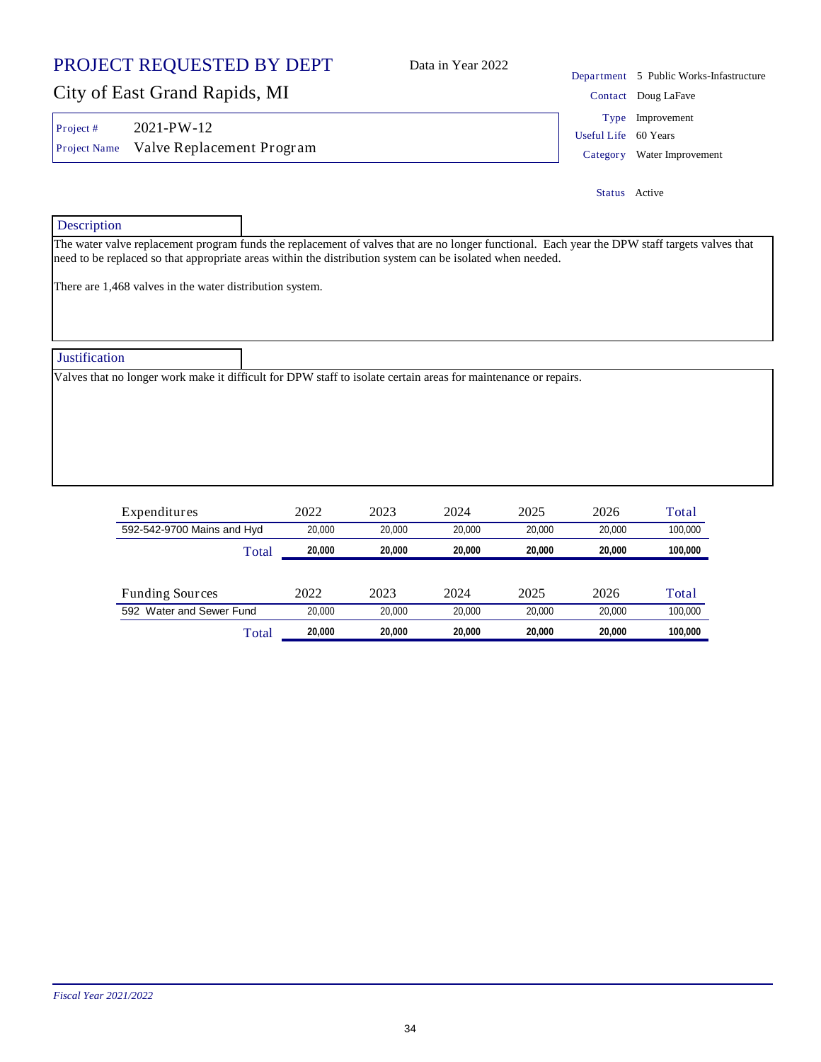# PROJECT REQUESTED BY DEPT

Data in Year 2022

## City of East Grand Rapids, MI

| | |
|---|---|
| Department | 5 Public Works-Infastructure |
| Contact | Doug LaFave |
| Type | Improvement |
| Useful Life | 60 Years |
| Category | Water Improvement |
| Status | Active |

**Project #** 2021-PW-12

**Project Name** Valve Replacement Program

### Description

The water valve replacement program funds the replacement of valves that are no longer functional. Each year the DPW staff targets valves that need to be replaced so that appropriate areas within the distribution system can be isolated when needed.

There are 1,468 valves in the water distribution system.

### Justification

Valves that no longer work make it difficult for DPW staff to isolate certain areas for maintenance or repairs.

| Expenditures | 2022 | 2023 | 2024 | 2025 | 2026 | Total |
|---|---|---|---|---|---|---|
| 592-542-9700 Mains and Hyd | 20,000 | 20,000 | 20,000 | 20,000 | 20,000 | 100,000 |
| Total | **20,000** | **20,000** | **20,000** | **20,000** | **20,000** | **100,000** |

| Funding Sources | 2022 | 2023 | 2024 | 2025 | 2026 | Total |
|---|---|---|---|---|---|---|
| 592 Water and Sewer Fund | 20,000 | 20,000 | 20,000 | 20,000 | 20,000 | 100,000 |
| Total | **20,000** | **20,000** | **20,000** | **20,000** | **20,000** | **100,000** |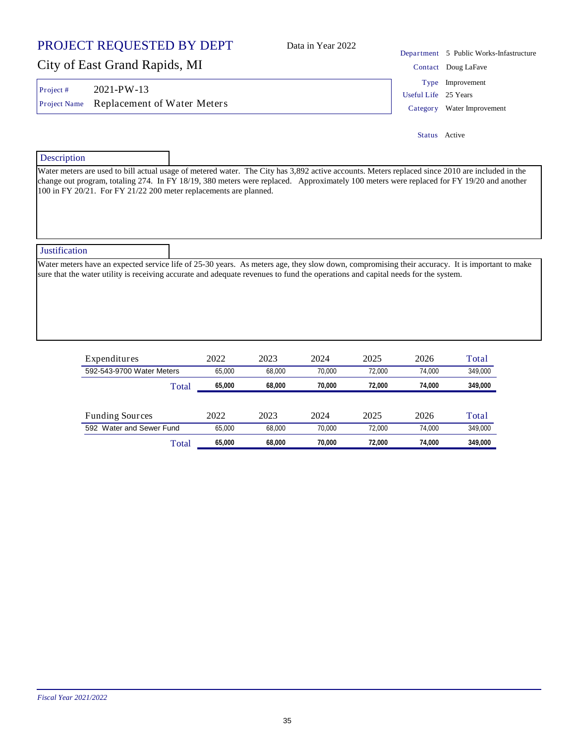# PROJECT REQUESTED BY DEPT

## City of East Grand Rapids, MI

Data in Year 2022

| | |
|---|---|
| Department | 5 Public Works-Infastructure |
| Contact | Doug LaFave |
| Type | Improvement |
| Useful Life | 25 Years |
| Category | Water Improvement |
| Status | Active |

**Project #** 2021-PW-13

**Project Name** Replacement of Water Meters

### Description

Water meters are used to bill actual usage of metered water. The City has 3,892 active accounts. Meters replaced since 2010 are included in the change out program, totaling 274. In FY 18/19, 380 meters were replaced. Approximately 100 meters were replaced for FY 19/20 and another 100 in FY 20/21. For FY 21/22 200 meter replacements are planned.

### Justification

Water meters have an expected service life of 25-30 years. As meters age, they slow down, compromising their accuracy. It is important to make sure that the water utility is receiving accurate and adequate revenues to fund the operations and capital needs for the system.

| Expenditures | 2022 | 2023 | 2024 | 2025 | 2026 | Total |
|---|---|---|---|---|---|---|
| 592-543-9700 Water Meters | 65,000 | 68,000 | 70,000 | 72,000 | 74,000 | 349,000 |
| Total | **65,000** | **68,000** | **70,000** | **72,000** | **74,000** | **349,000** |

| Funding Sources | 2022 | 2023 | 2024 | 2025 | 2026 | Total |
|---|---|---|---|---|---|---|
| 592 Water and Sewer Fund | 65,000 | 68,000 | 70,000 | 72,000 | 74,000 | 349,000 |
| Total | **65,000** | **68,000** | **70,000** | **72,000** | **74,000** | **349,000** |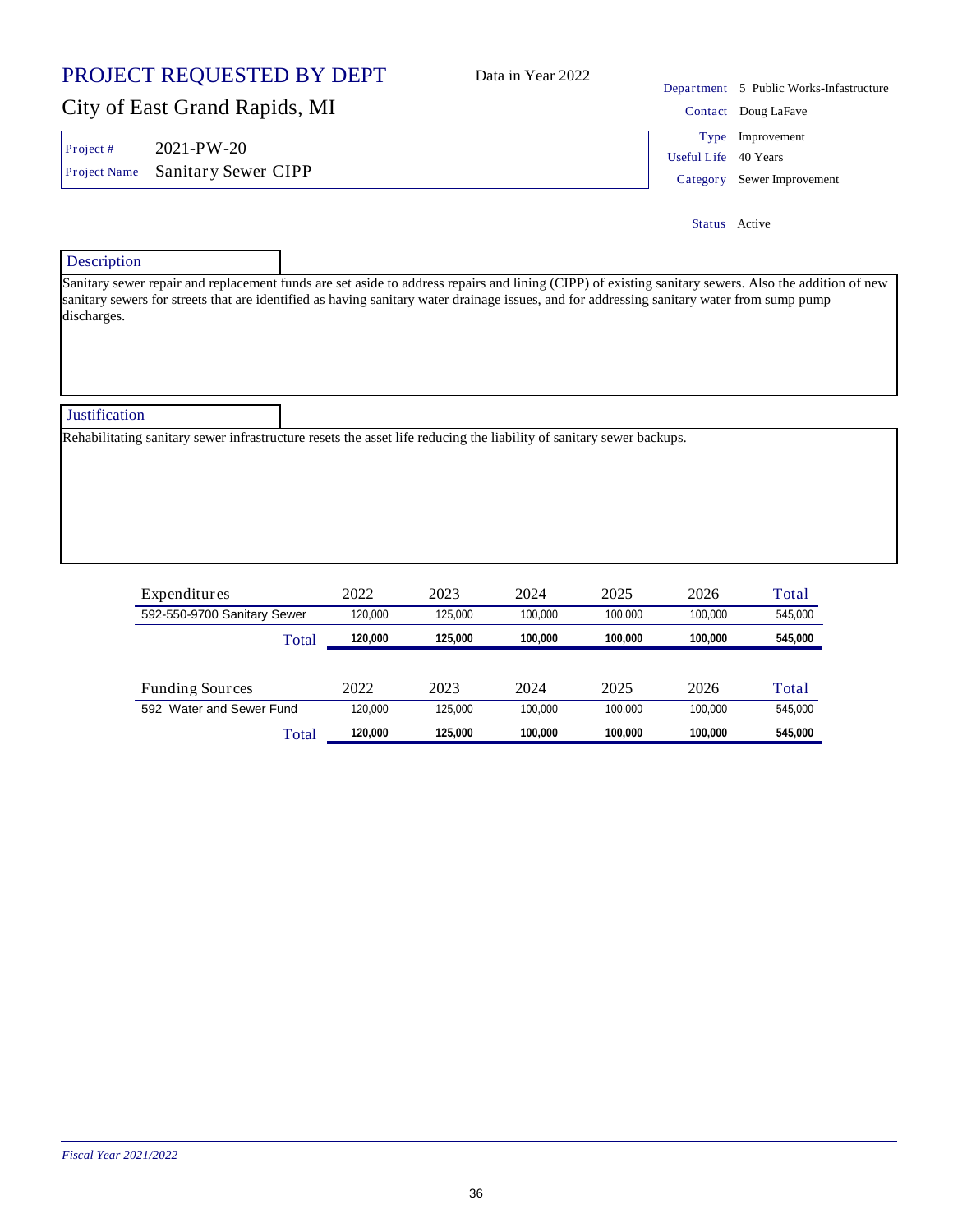# PROJECT REQUESTED BY DEPT

Data in Year 2022

## City of East Grand Rapids, MI

Project # 2021-PW-20

Project Name Sanitary Sewer CIPP

Department 5 Public Works-Infastructure

Contact Doug LaFave

Type Improvement

Useful Life 40 Years

Category Sewer Improvement

Status Active

### Description

Sanitary sewer repair and replacement funds are set aside to address repairs and lining (CIPP) of existing sanitary sewers. Also the addition of new sanitary sewers for streets that are identified as having sanitary water drainage issues, and for addressing sanitary water from sump pump discharges.

### Justification

Rehabilitating sanitary sewer infrastructure resets the asset life reducing the liability of sanitary sewer backups.

| Expenditures | 2022 | 2023 | 2024 | 2025 | 2026 | Total |
|---|---|---|---|---|---|---|
| 592-550-9700 Sanitary Sewer | 120,000 | 125,000 | 100,000 | 100,000 | 100,000 | 545,000 |
| Total | **120,000** | **125,000** | **100,000** | **100,000** | **100,000** | **545,000** |

| Funding Sources | 2022 | 2023 | 2024 | 2025 | 2026 | Total |
|---|---|---|---|---|---|---|
| 592 Water and Sewer Fund | 120,000 | 125,000 | 100,000 | 100,000 | 100,000 | 545,000 |
| Total | **120,000** | **125,000** | **100,000** | **100,000** | **100,000** | **545,000** |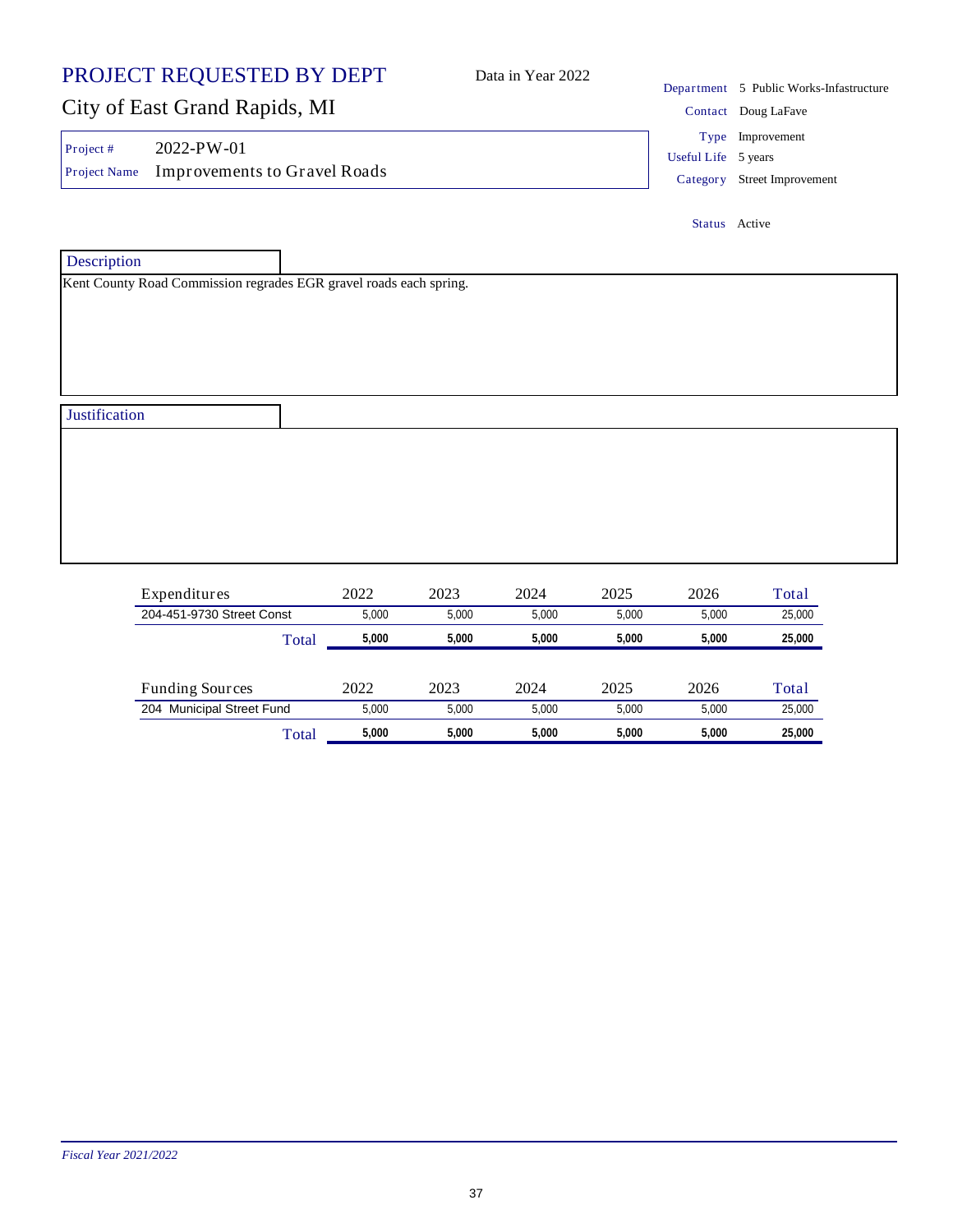# PROJECT REQUESTED BY DEPT

Data in Year 2022

## City of East Grand Rapids, MI

| | |
|---|---|
| Project # | 2022-PW-01 |
| Project Name | Improvements to Gravel Roads |

| | |
|---|---|
| Department | 5 Public Works-Infastructure |
| Contact | Doug LaFave |
| Type | Improvement |
| Useful Life | 5 years |
| Category | Street Improvement |
| Status | Active |

### Description

Kent County Road Commission regrades EGR gravel roads each spring.

### Justification

| Expenditures | 2022 | 2023 | 2024 | 2025 | 2026 | Total |
|---|---|---|---|---|---|---|
| 204-451-9730 Street Const | 5,000 | 5,000 | 5,000 | 5,000 | 5,000 | 25,000 |
| Total | **5,000** | **5,000** | **5,000** | **5,000** | **5,000** | **25,000** |

| Funding Sources | 2022 | 2023 | 2024 | 2025 | 2026 | Total |
|---|---|---|---|---|---|---|
| 204 Municipal Street Fund | 5,000 | 5,000 | 5,000 | 5,000 | 5,000 | 25,000 |
| Total | **5,000** | **5,000** | **5,000** | **5,000** | **5,000** | **25,000** |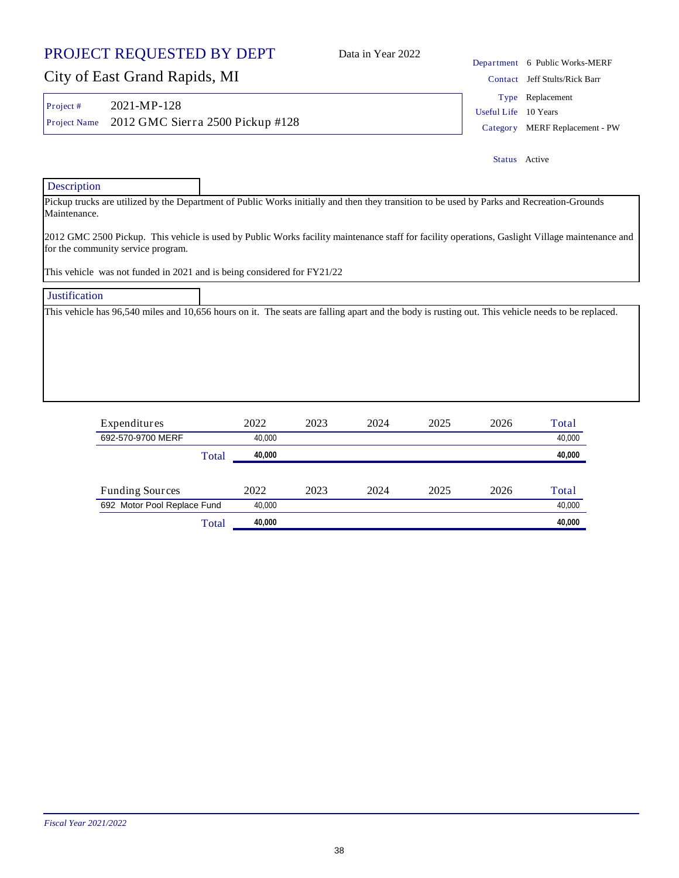# PROJECT REQUESTED BY DEPT

Data in Year 2022

## City of East Grand Rapids, MI

| | |
|---|---|
| Project # | 2021-MP-128 |
| Project Name | 2012 GMC Sierra 2500 Pickup #128 |

| | |
|---|---|
| Department | 6 Public Works-MERF |
| Contact | Jeff Stults/Rick Barr |
| Type | Replacement |
| Useful Life | 10 Years |
| Category | MERF Replacement - PW |
| Status | Active |

### Description

Pickup trucks are utilized by the Department of Public Works initially and then they transition to be used by Parks and Recreation-Grounds Maintenance.

2012 GMC 2500 Pickup. This vehicle is used by Public Works facility maintenance staff for facility operations, Gaslight Village maintenance and for the community service program.

This vehicle was not funded in 2021 and is being considered for FY21/22

### Justification

This vehicle has 96,540 miles and 10,656 hours on it. The seats are falling apart and the body is rusting out. This vehicle needs to be replaced.

| Expenditures | 2022 | 2023 | 2024 | 2025 | 2026 | Total |
|---|---|---|---|---|---|---|
| 692-570-9700 MERF | 40,000 | | | | | 40,000 |
| Total | **40,000** | | | | | **40,000** |

| Funding Sources | 2022 | 2023 | 2024 | 2025 | 2026 | Total |
|---|---|---|---|---|---|---|
| 692 Motor Pool Replace Fund | 40,000 | | | | | 40,000 |
| Total | **40,000** | | | | | **40,000** |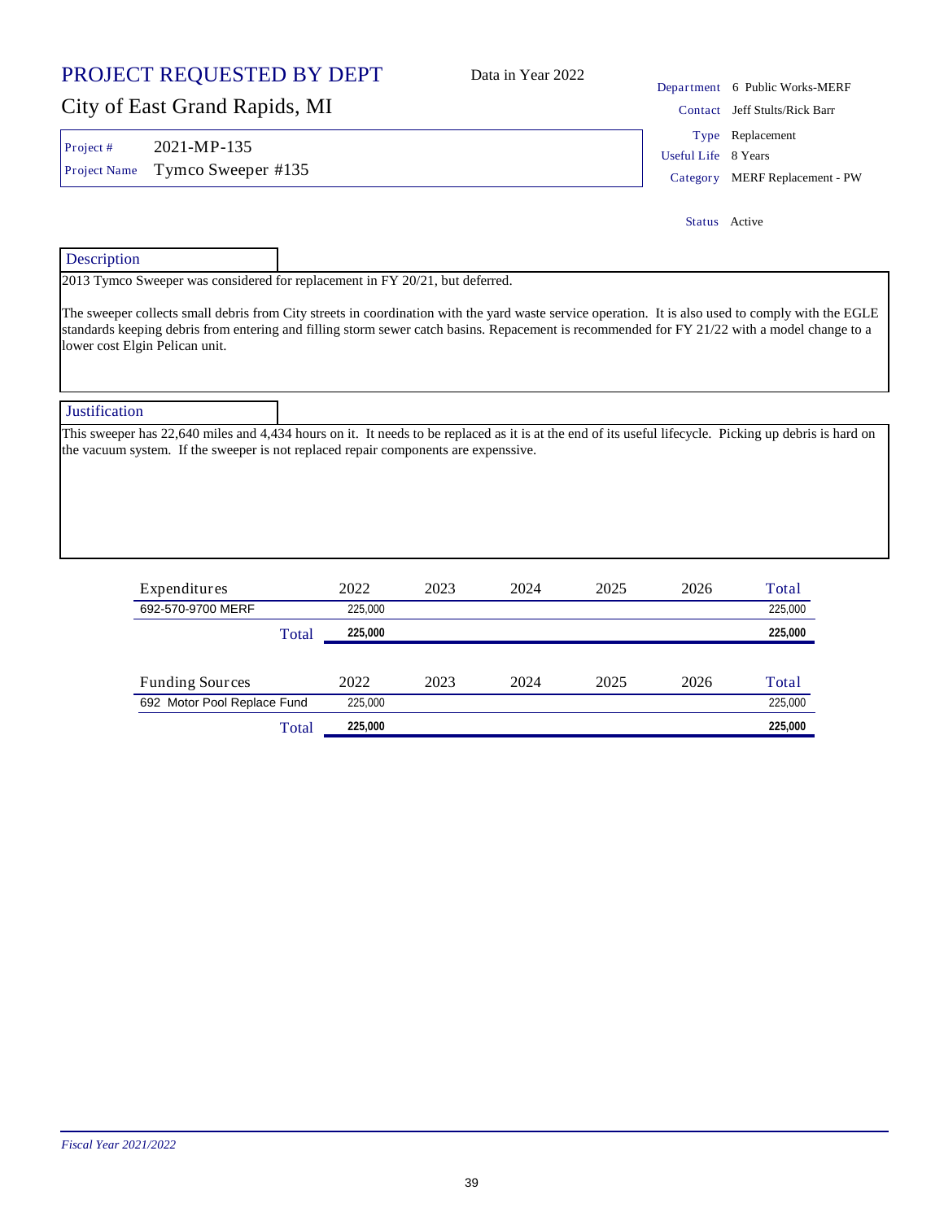# PROJECT REQUESTED BY DEPT

## City of East Grand Rapids, MI

Data in Year 2022

| | |
|---|---|
| Department | 6 Public Works-MERF |
| Contact | Jeff Stults/Rick Barr |
| Type | Replacement |
| Useful Life | 8 Years |
| Category | MERF Replacement - PW |
| Status | Active |

**Project #** 2021-MP-135

**Project Name** Tymco Sweeper #135

### Description

2013 Tymco Sweeper was considered for replacement in FY 20/21, but deferred.

The sweeper collects small debris from City streets in coordination with the yard waste service operation. It is also used to comply with the EGLE standards keeping debris from entering and filling storm sewer catch basins. Repacement is recommended for FY 21/22 with a model change to a lower cost Elgin Pelican unit.

### Justification

This sweeper has 22,640 miles and 4,434 hours on it. It needs to be replaced as it is at the end of its useful lifecycle. Picking up debris is hard on the vacuum system. If the sweeper is not replaced repair components are expenssive.

| Expenditures | 2022 | 2023 | 2024 | 2025 | 2026 | Total |
|---|---|---|---|---|---|---|
| 692-570-9700 MERF | 225,000 | | | | | 225,000 |
| Total | **225,000** | | | | | **225,000** |

| Funding Sources | 2022 | 2023 | 2024 | 2025 | 2026 | Total |
|---|---|---|---|---|---|---|
| 692 Motor Pool Replace Fund | 225,000 | | | | | 225,000 |
| Total | **225,000** | | | | | **225,000** |

*Fiscal Year 2021/2022*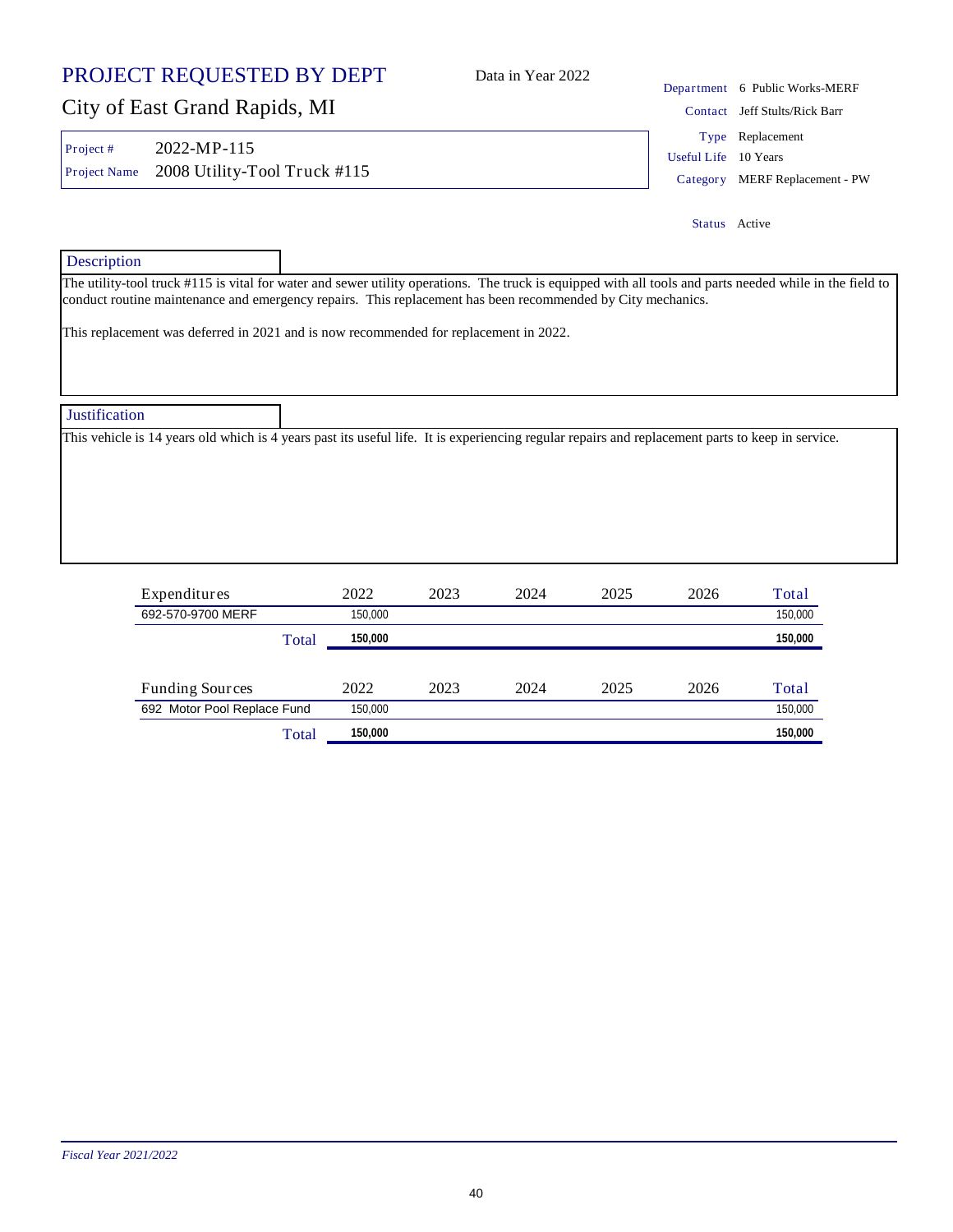# PROJECT REQUESTED BY DEPT

Data in Year 2022

## City of East Grand Rapids, MI

Project # 2022-MP-115

Project Name 2008 Utility-Tool Truck #115

Department 6 Public Works-MERF

Contact Jeff Stults/Rick Barr

Type Replacement

Useful Life 10 Years

Category MERF Replacement - PW

Status Active

### Description

The utility-tool truck #115 is vital for water and sewer utility operations. The truck is equipped with all tools and parts needed while in the field to conduct routine maintenance and emergency repairs. This replacement has been recommended by City mechanics.

This replacement was deferred in 2021 and is now recommended for replacement in 2022.

### Justification

This vehicle is 14 years old which is 4 years past its useful life. It is experiencing regular repairs and replacement parts to keep in service.

| Expenditures | 2022 | 2023 | 2024 | 2025 | 2026 | Total |
|---|---|---|---|---|---|---|
| 692-570-9700 MERF | 150,000 | | | | | 150,000 |
| **Total** | **150,000** | | | | | **150,000** |

| Funding Sources | 2022 | 2023 | 2024 | 2025 | 2026 | Total |
|---|---|---|---|---|---|---|
| 692 Motor Pool Replace Fund | 150,000 | | | | | 150,000 |
| **Total** | **150,000** | | | | | **150,000** |

*Fiscal Year 2021/2022*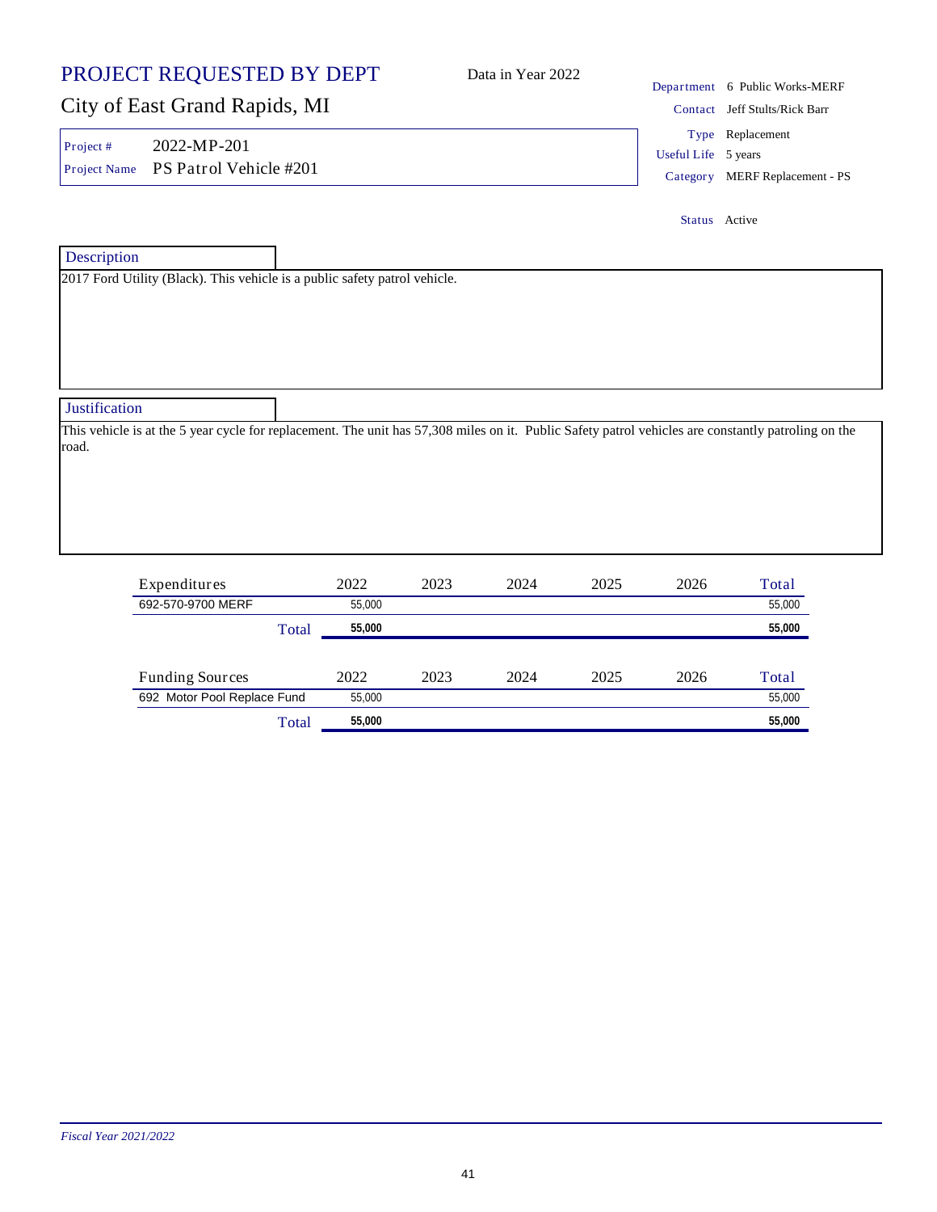# PROJECT REQUESTED BY DEPT

Data in Year 2022

## City of East Grand Rapids, MI

| | |
|---|---|
| Project # | 2022-MP-201 |
| Project Name | PS Patrol Vehicle #201 |

| | |
|---|---|
| Department | 6 Public Works-MERF |
| Contact | Jeff Stults/Rick Barr |
| Type | Replacement |
| Useful Life | 5 years |
| Category | MERF Replacement - PS |
| Status | Active |

### Description

2017 Ford Utility (Black). This vehicle is a public safety patrol vehicle.

### Justification

This vehicle is at the 5 year cycle for replacement. The unit has 57,308 miles on it. Public Safety patrol vehicles are constantly patroling on the road.

| Expenditures | 2022 | 2023 | 2024 | 2025 | 2026 | Total |
|---|---|---|---|---|---|---|
| 692-570-9700 MERF | 55,000 | | | | | 55,000 |
| **Total** | **55,000** | | | | | **55,000** |

| Funding Sources | 2022 | 2023 | 2024 | 2025 | 2026 | Total |
|---|---|---|---|---|---|---|
| 692 Motor Pool Replace Fund | 55,000 | | | | | 55,000 |
| **Total** | **55,000** | | | | | **55,000** |

*Fiscal Year 2021/2022*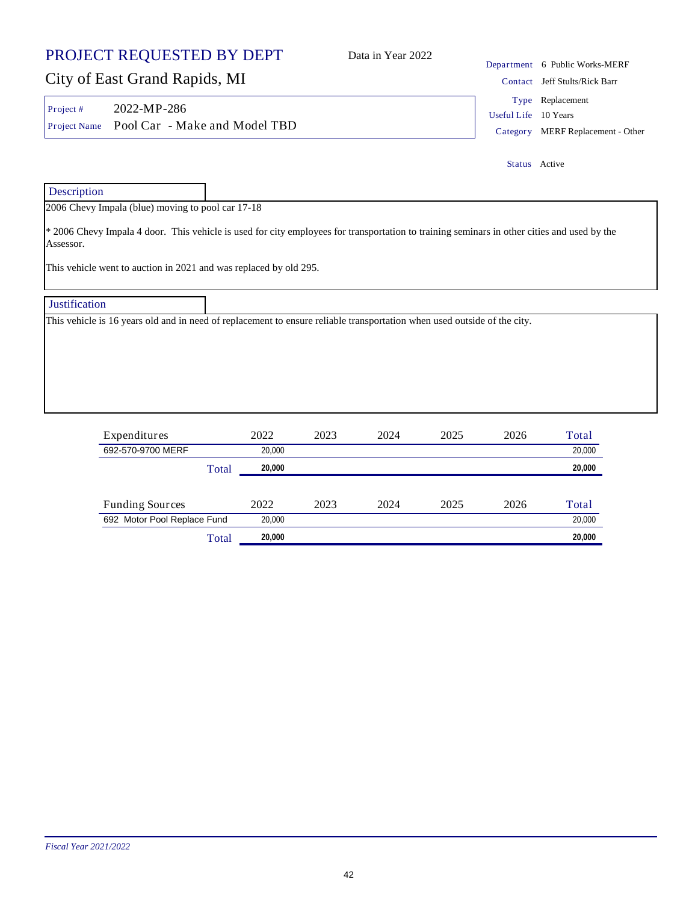# PROJECT REQUESTED BY DEPT

Data in Year 2022

## City of East Grand Rapids, MI

| | |
|---|---|
| Project # | 2022-MP-286 |
| Project Name | Pool Car - Make and Model TBD |

| | |
|---|---|
| Department | 6 Public Works-MERF |
| Contact | Jeff Stults/Rick Barr |
| Type | Replacement |
| Useful Life | 10 Years |
| Category | MERF Replacement - Other |
| Status | Active |

### Description

2006 Chevy Impala (blue) moving to pool car 17-18

* 2006 Chevy Impala 4 door. This vehicle is used for city employees for transportation to training seminars in other cities and used by the Assessor.

This vehicle went to auction in 2021 and was replaced by old 295.

### Justification

This vehicle is 16 years old and in need of replacement to ensure reliable transportation when used outside of the city.

| Expenditures | 2022 | 2023 | 2024 | 2025 | 2026 | Total |
|---|---|---|---|---|---|---|
| 692-570-9700 MERF | 20,000 | | | | | 20,000 |
| **Total** | **20,000** | | | | | **20,000** |

| Funding Sources | 2022 | 2023 | 2024 | 2025 | 2026 | Total |
|---|---|---|---|---|---|---|
| 692 Motor Pool Replace Fund | 20,000 | | | | | 20,000 |
| **Total** | **20,000** | | | | | **20,000** |

*Fiscal Year 2021/2022*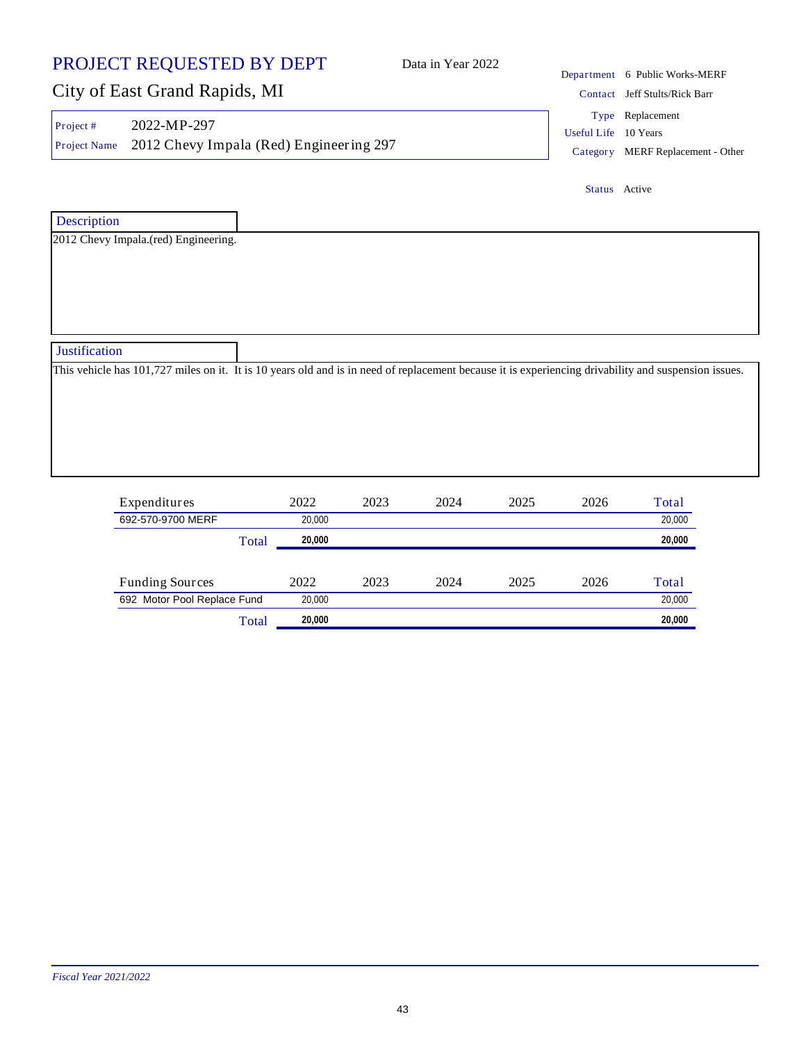# PROJECT REQUESTED BY DEPT

Data in Year 2022

## City of East Grand Rapids, MI

| | |
|---|---|
| Project # | 2022-MP-297 |
| Project Name | 2012 Chevy Impala (Red) Engineering 297 |

| | |
|---|---|
| Department | 6 Public Works-MERF |
| Contact | Jeff Stults/Rick Barr |
| Type | Replacement |
| Useful Life | 10 Years |
| Category | MERF Replacement - Other |
| Status | Active |

### Description

2012 Chevy Impala.(red) Engineering.

### Justification

This vehicle has 101,727 miles on it. It is 10 years old and is in need of replacement because it is experiencing drivability and suspension issues.

| Expenditures | 2022 | 2023 | 2024 | 2025 | 2026 | Total |
|---|---|---|---|---|---|---|
| 692-570-9700 MERF | 20,000 | | | | | 20,000 |
| **Total** | **20,000** | | | | | **20,000** |

| Funding Sources | 2022 | 2023 | 2024 | 2025 | 2026 | Total |
|---|---|---|---|---|---|---|
| 692 Motor Pool Replace Fund | 20,000 | | | | | 20,000 |
| **Total** | **20,000** | | | | | **20,000** |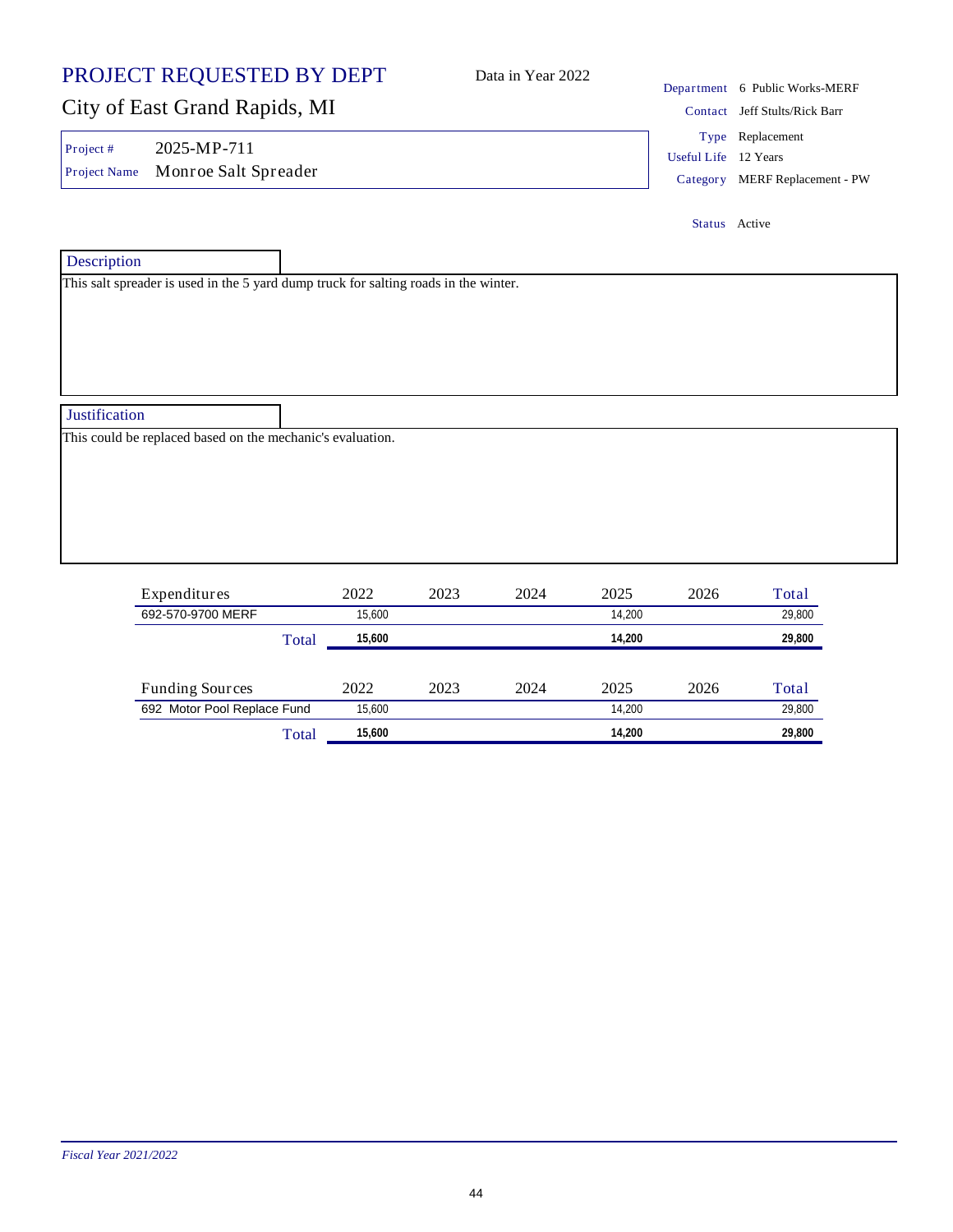# PROJECT REQUESTED BY DEPT

Data in Year 2022

## City of East Grand Rapids, MI

**Project #** 2025-MP-711

**Project Name** Monroe Salt Spreader

**Department** 6 Public Works-MERF

**Contact** Jeff Stults/Rick Barr

**Type** Replacement

**Useful Life** 12 Years

**Category** MERF Replacement - PW

**Status** Active

### Description

This salt spreader is used in the 5 yard dump truck for salting roads in the winter.

### Justification

This could be replaced based on the mechanic's evaluation.

| Expenditures | 2022 | 2023 | 2024 | 2025 | 2026 | Total |
|---|---|---|---|---|---|---|
| 692-570-9700 MERF | 15,600 | | | 14,200 | | 29,800 |
| **Total** | **15,600** | | | **14,200** | | **29,800** |

| Funding Sources | 2022 | 2023 | 2024 | 2025 | 2026 | Total |
|---|---|---|---|---|---|---|
| 692 Motor Pool Replace Fund | 15,600 | | | 14,200 | | 29,800 |
| **Total** | **15,600** | | | **14,200** | | **29,800** |

*Fiscal Year 2021/2022*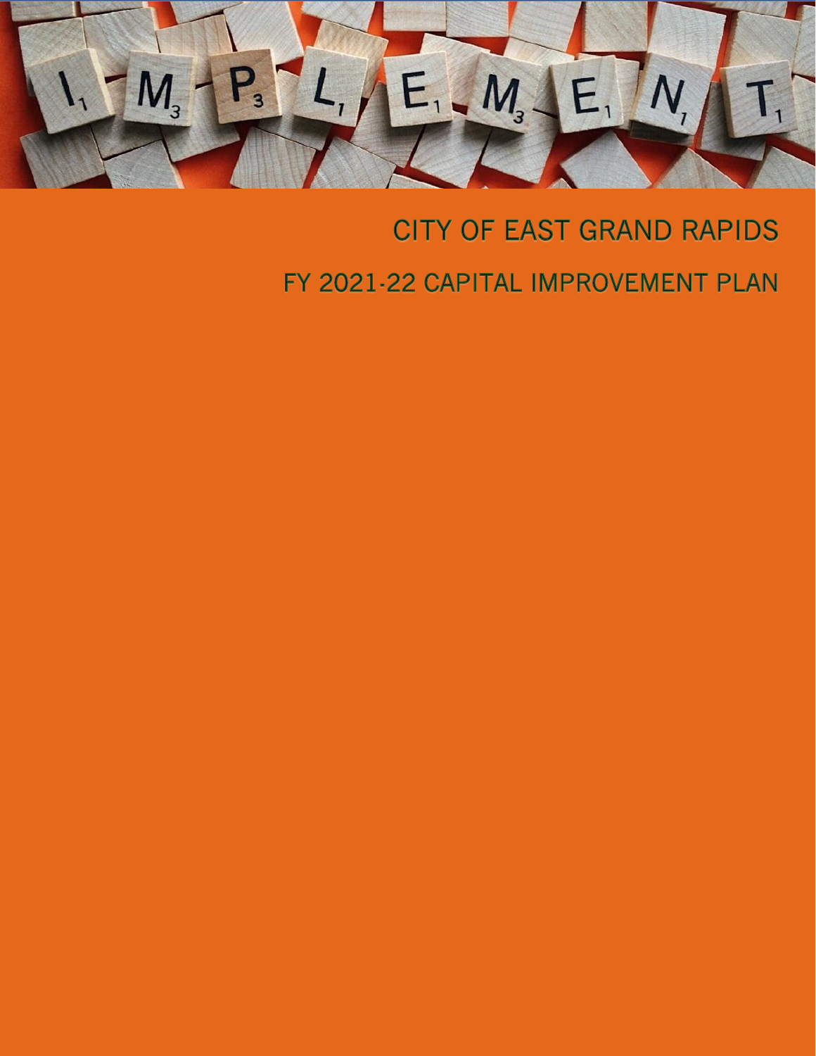CITY OF EAST GRAND RAPIDS

FY 2021-22 CAPITAL IMPROVEMENT PLAN